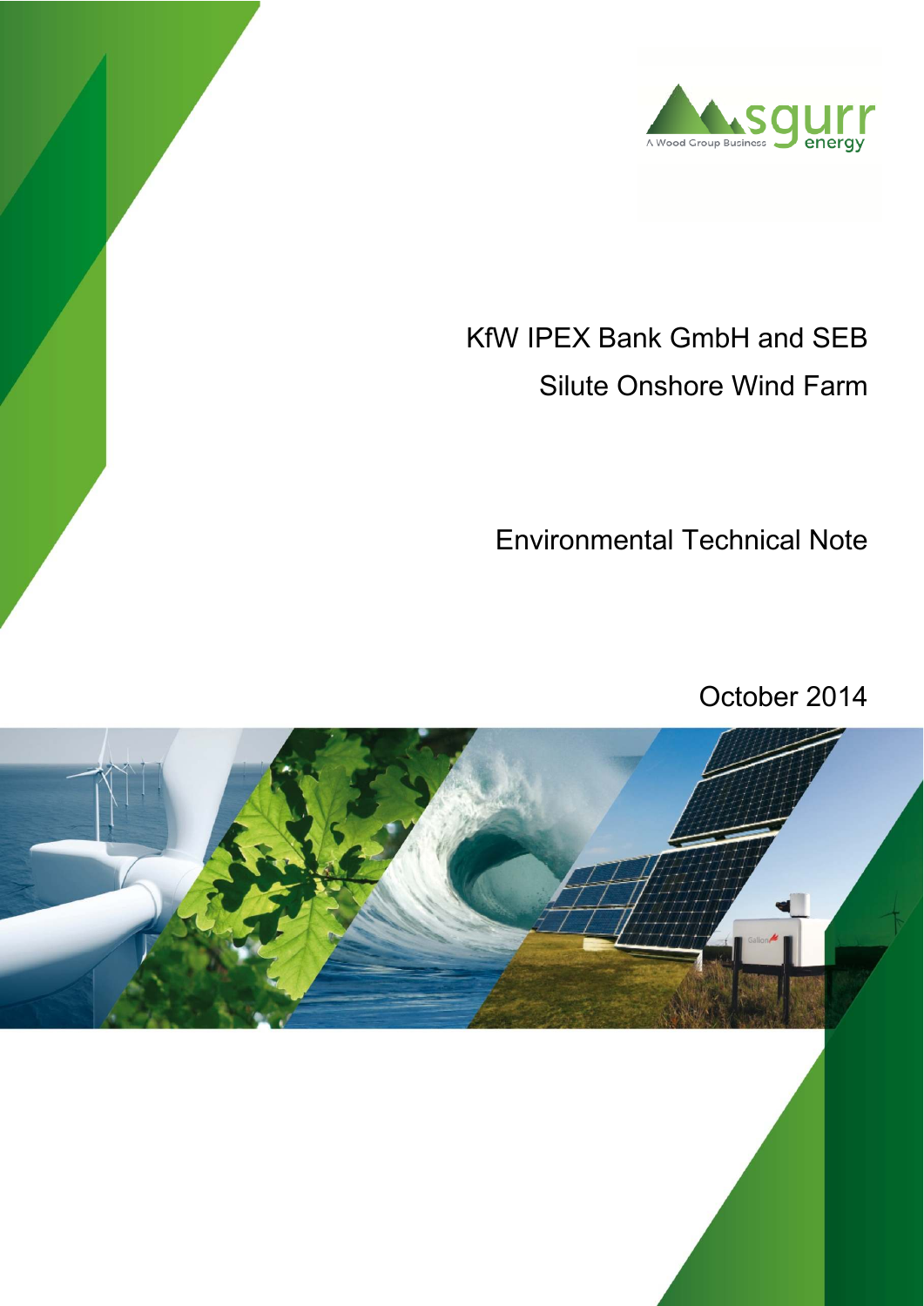sgurr energy

A Wood Group Business

# KfW IPEX Bank GmbH and SEB

# Silute Onshore Wind Farm

## Environmental Technical Note

October 2014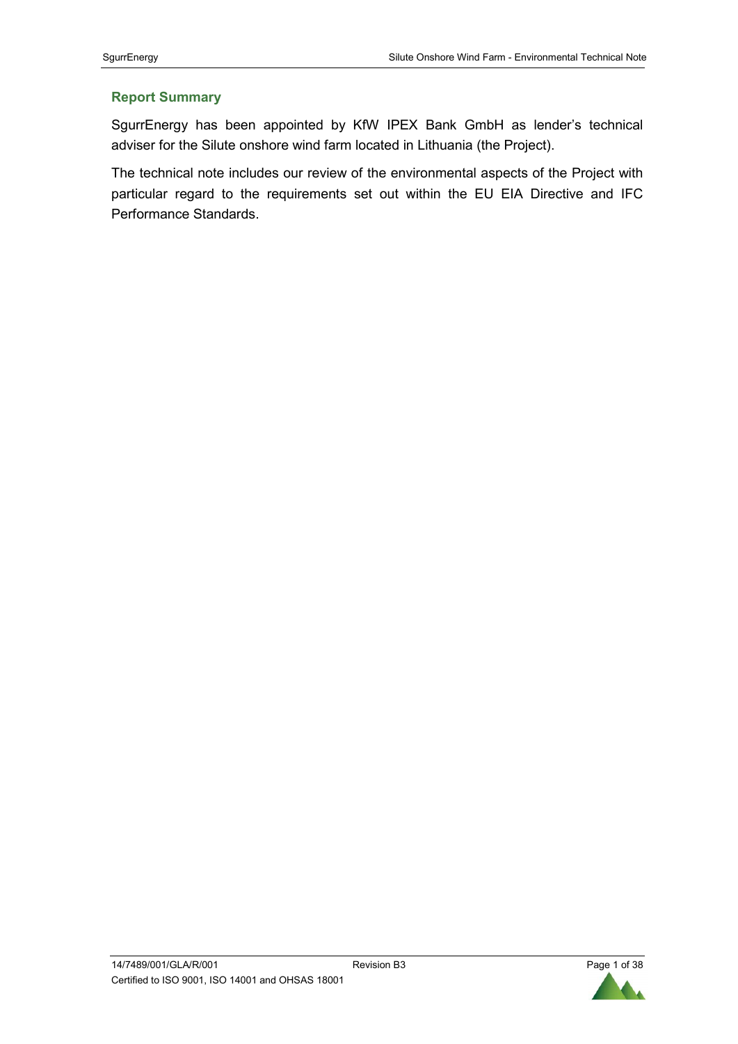## Report Summary

SgurrEnergy has been appointed by KfW IPEX Bank GmbH as lender's technical adviser for the Silute onshore wind farm located in Lithuania (the Project).

The technical note includes our review of the environmental aspects of the Project with particular regard to the requirements set out within the EU EIA Directive and IFC Performance Standards.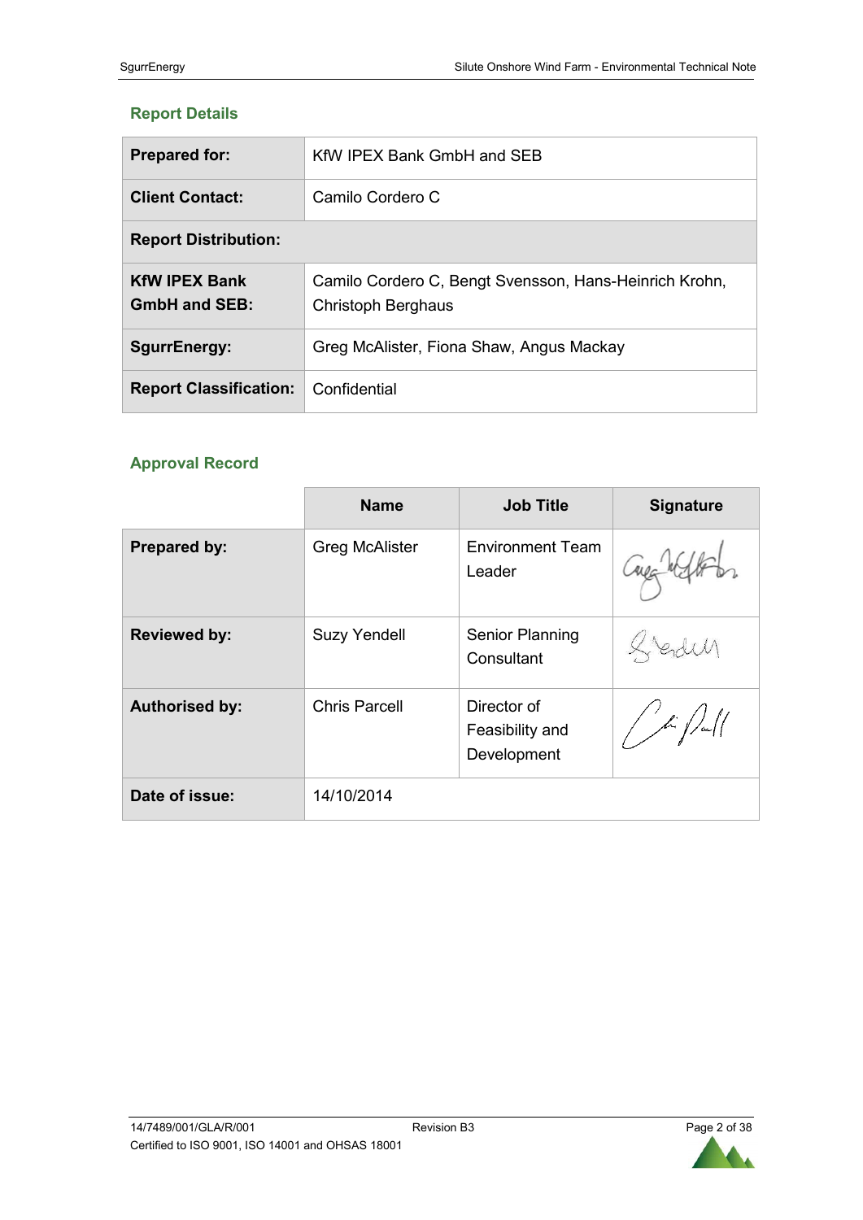## Report Details

| Prepared for: | KfW IPEX Bank GmbH and SEB |
|---|---|
| **Client Contact:** | Camilo Cordero C |
| **Report Distribution:** | |
| **KfW IPEX Bank GmbH and SEB:** | Camilo Cordero C, Bengt Svensson, Hans-Heinrich Krohn, Christoph Berghaus |
| **SgurrEnergy:** | Greg McAlister, Fiona Shaw, Angus Mackay |
| **Report Classification:** | Confidential |

## Approval Record

| | Name | Job Title | Signature |
|---|---|---|---|
| **Prepared by:** | Greg McAlister | Environment Team Leader | |
| **Reviewed by:** | Suzy Yendell | Senior Planning Consultant | |
| **Authorised by:** | Chris Parcell | Director of Feasibility and Development | |
| **Date of issue:** | 14/10/2014 | | |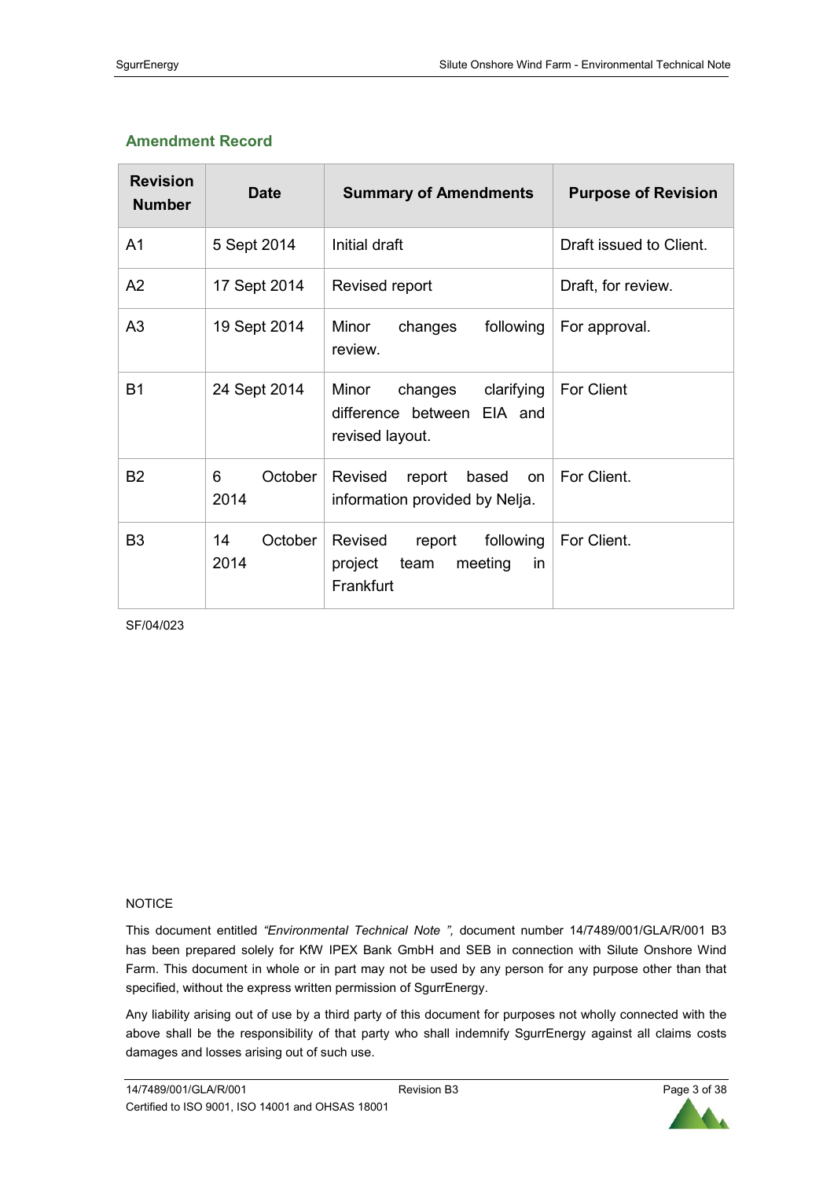## Amendment Record

| Revision Number | Date | Summary of Amendments | Purpose of Revision |
|---|---|---|---|
| A1 | 5 Sept 2014 | Initial draft | Draft issued to Client. |
| A2 | 17 Sept 2014 | Revised report | Draft, for review. |
| A3 | 19 Sept 2014 | Minor changes following review. | For approval. |
| B1 | 24 Sept 2014 | Minor changes clarifying difference between EIA and revised layout. | For Client |
| B2 | 6 October 2014 | Revised report based on information provided by Nelja. | For Client. |
| B3 | 14 October 2014 | Revised report following project team meeting in Frankfurt | For Client. |

SF/04/023

NOTICE

This document entitled *"Environmental Technical Note ",* document number 14/7489/001/GLA/R/001 B3 has been prepared solely for KfW IPEX Bank GmbH and SEB in connection with Silute Onshore Wind Farm. This document in whole or in part may not be used by any person for any purpose other than that specified, without the express written permission of SgurrEnergy.

Any liability arising out of use by a third party of this document for purposes not wholly connected with the above shall be the responsibility of that party who shall indemnify SgurrEnergy against all claims costs damages and losses arising out of such use.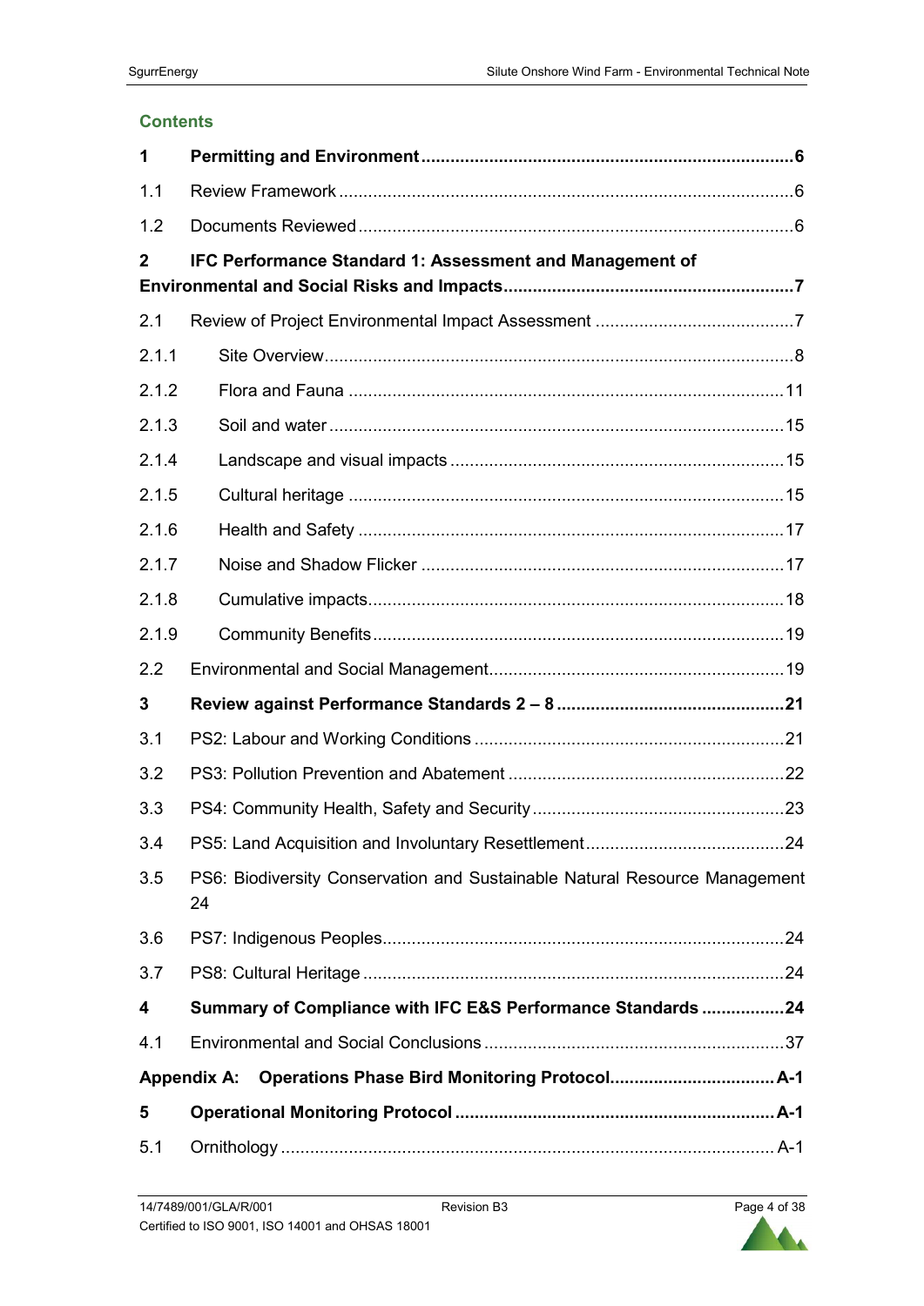## Contents

| | | |
|---|---|---|
| **1** | **Permitting and Environment** | **6** |
| 1.1 | Review Framework | 6 |
| 1.2 | Documents Reviewed | 6 |
| **2** | **IFC Performance Standard 1: Assessment and Management of Environmental and Social Risks and Impacts** | **7** |
| 2.1 | Review of Project Environmental Impact Assessment | 7 |
| 2.1.1 | Site Overview | 8 |
| 2.1.2 | Flora and Fauna | 11 |
| 2.1.3 | Soil and water | 15 |
| 2.1.4 | Landscape and visual impacts | 15 |
| 2.1.5 | Cultural heritage | 15 |
| 2.1.6 | Health and Safety | 17 |
| 2.1.7 | Noise and Shadow Flicker | 17 |
| 2.1.8 | Cumulative impacts | 18 |
| 2.1.9 | Community Benefits | 19 |
| 2.2 | Environmental and Social Management | 19 |
| **3** | **Review against Performance Standards 2 – 8** | **21** |
| 3.1 | PS2: Labour and Working Conditions | 21 |
| 3.2 | PS3: Pollution Prevention and Abatement | 22 |
| 3.3 | PS4: Community Health, Safety and Security | 23 |
| 3.4 | PS5: Land Acquisition and Involuntary Resettlement | 24 |
| 3.5 | PS6: Biodiversity Conservation and Sustainable Natural Resource Management | 24 |
| 3.6 | PS7: Indigenous Peoples | 24 |
| 3.7 | PS8: Cultural Heritage | 24 |
| **4** | **Summary of Compliance with IFC E&S Performance Standards** | **24** |
| 4.1 | Environmental and Social Conclusions | 37 |
| **Appendix A:** | **Operations Phase Bird Monitoring Protocol** | **A-1** |
| **5** | **Operational Monitoring Protocol** | **A-1** |
| 5.1 | Ornithology | A-1 |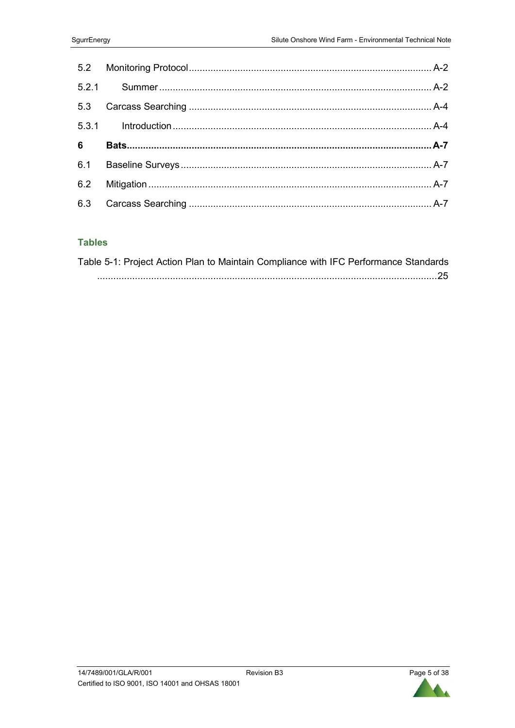5.2 Monitoring Protocol .......... A-2

5.2.1 Summer .......... A-2

5.3 Carcass Searching .......... A-4

5.3.1 Introduction .......... A-4

**6 Bats .......... A-7**

6.1 Baseline Surveys .......... A-7

6.2 Mitigation .......... A-7

6.3 Carcass Searching .......... A-7

## Tables

Table 5-1: Project Action Plan to Maintain Compliance with IFC Performance Standards .......... 25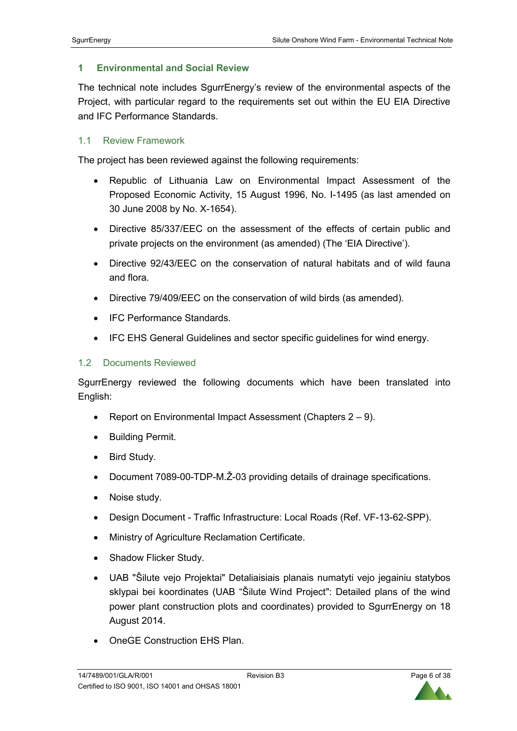# 1 Environmental and Social Review

The technical note includes SgurrEnergy's review of the environmental aspects of the Project, with particular regard to the requirements set out within the EU EIA Directive and IFC Performance Standards.

## 1.1 Review Framework

The project has been reviewed against the following requirements:

- Republic of Lithuania Law on Environmental Impact Assessment of the Proposed Economic Activity, 15 August 1996, No. I-1495 (as last amended on 30 June 2008 by No. X-1654).
- Directive 85/337/EEC on the assessment of the effects of certain public and private projects on the environment (as amended) (The 'EIA Directive').
- Directive 92/43/EEC on the conservation of natural habitats and of wild fauna and flora.
- Directive 79/409/EEC on the conservation of wild birds (as amended).
- IFC Performance Standards.
- IFC EHS General Guidelines and sector specific guidelines for wind energy.

## 1.2 Documents Reviewed

SgurrEnergy reviewed the following documents which have been translated into English:

- Report on Environmental Impact Assessment (Chapters 2 – 9).
- Building Permit.
- Bird Study.
- Document 7089-00-TDP-M.Ž-03 providing details of drainage specifications.
- Noise study.
- Design Document - Traffic Infrastructure: Local Roads (Ref. VF-13-62-SPP).
- Ministry of Agriculture Reclamation Certificate.
- Shadow Flicker Study.
- UAB "Šilute vejo Projektai" Detaliaisiais planais numatyti vejo jegainiu statybos sklypai bei koordinates (UAB "Šilute Wind Project": Detailed plans of the wind power plant construction plots and coordinates) provided to SgurrEnergy on 18 August 2014.
- OneGE Construction EHS Plan.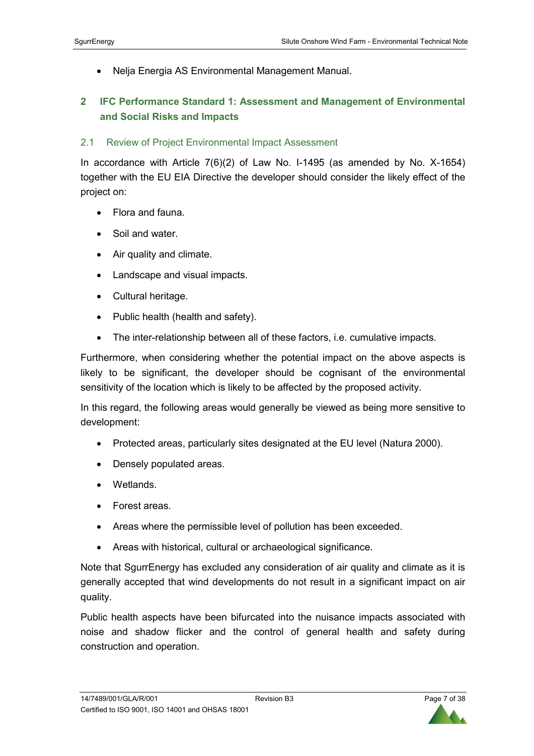- Nelja Energia AS Environmental Management Manual.

## 2 IFC Performance Standard 1: Assessment and Management of Environmental and Social Risks and Impacts

### 2.1 Review of Project Environmental Impact Assessment

In accordance with Article 7(6)(2) of Law No. I-1495 (as amended by No. X-1654) together with the EU EIA Directive the developer should consider the likely effect of the project on:

- Flora and fauna.
- Soil and water.
- Air quality and climate.
- Landscape and visual impacts.
- Cultural heritage.
- Public health (health and safety).
- The inter-relationship between all of these factors, i.e. cumulative impacts.

Furthermore, when considering whether the potential impact on the above aspects is likely to be significant, the developer should be cognisant of the environmental sensitivity of the location which is likely to be affected by the proposed activity.

In this regard, the following areas would generally be viewed as being more sensitive to development:

- Protected areas, particularly sites designated at the EU level (Natura 2000).
- Densely populated areas.
- Wetlands.
- Forest areas.
- Areas where the permissible level of pollution has been exceeded.
- Areas with historical, cultural or archaeological significance.

Note that SgurrEnergy has excluded any consideration of air quality and climate as it is generally accepted that wind developments do not result in a significant impact on air quality.

Public health aspects have been bifurcated into the nuisance impacts associated with noise and shadow flicker and the control of general health and safety during construction and operation.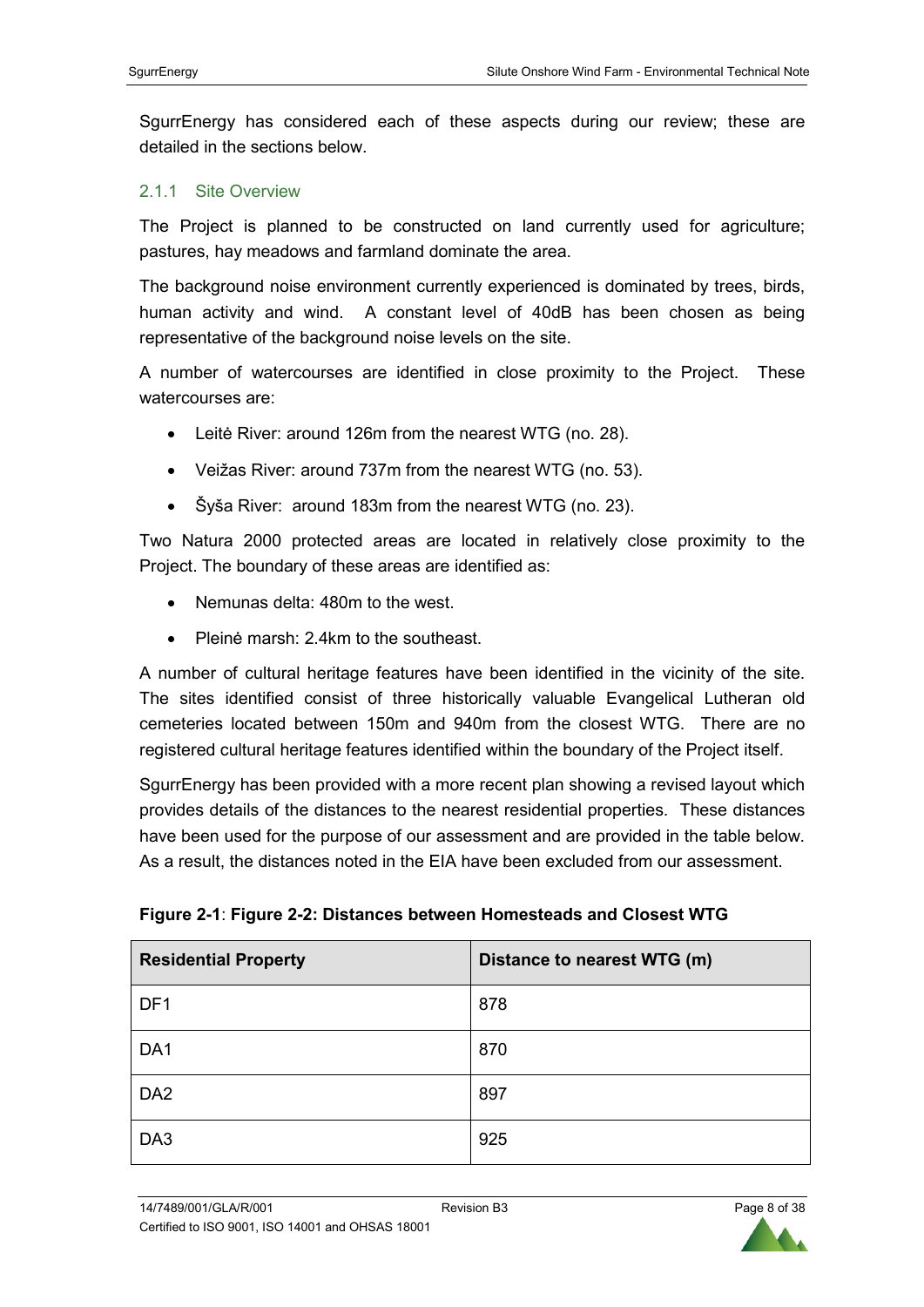SgurrEnergy has considered each of these aspects during our review; these are detailed in the sections below.

### 2.1.1 Site Overview

The Project is planned to be constructed on land currently used for agriculture; pastures, hay meadows and farmland dominate the area.

The background noise environment currently experienced is dominated by trees, birds, human activity and wind. A constant level of 40dB has been chosen as being representative of the background noise levels on the site.

A number of watercourses are identified in close proximity to the Project. These watercourses are:

- Leitė River: around 126m from the nearest WTG (no. 28).
- Veižas River: around 737m from the nearest WTG (no. 53).
- Šyša River: around 183m from the nearest WTG (no. 23).

Two Natura 2000 protected areas are located in relatively close proximity to the Project. The boundary of these areas are identified as:

- Nemunas delta: 480m to the west.
- Pleinė marsh: 2.4km to the southeast.

A number of cultural heritage features have been identified in the vicinity of the site. The sites identified consist of three historically valuable Evangelical Lutheran old cemeteries located between 150m and 940m from the closest WTG. There are no registered cultural heritage features identified within the boundary of the Project itself.

SgurrEnergy has been provided with a more recent plan showing a revised layout which provides details of the distances to the nearest residential properties. These distances have been used for the purpose of our assessment and are provided in the table below. As a result, the distances noted in the EIA have been excluded from our assessment.

**Figure 2-1**: **Figure 2-2: Distances between Homesteads and Closest WTG**

| Residential Property | Distance to nearest WTG (m) |
|---|---|
| DF1 | 878 |
| DA1 | 870 |
| DA2 | 897 |
| DA3 | 925 |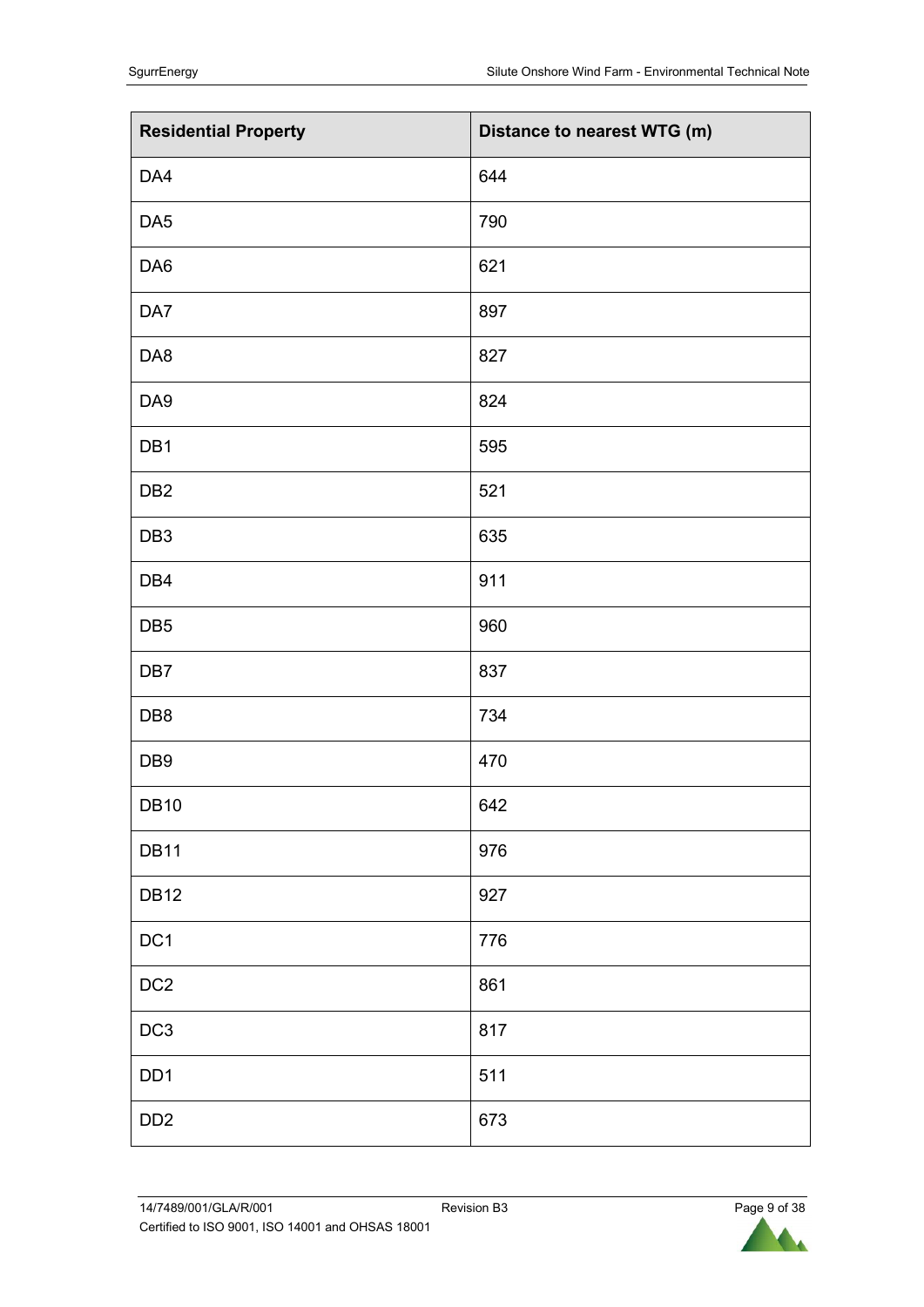| Residential Property | Distance to nearest WTG (m) |
| --- | --- |
| DA4 | 644 |
| DA5 | 790 |
| DA6 | 621 |
| DA7 | 897 |
| DA8 | 827 |
| DA9 | 824 |
| DB1 | 595 |
| DB2 | 521 |
| DB3 | 635 |
| DB4 | 911 |
| DB5 | 960 |
| DB7 | 837 |
| DB8 | 734 |
| DB9 | 470 |
| DB10 | 642 |
| DB11 | 976 |
| DB12 | 927 |
| DC1 | 776 |
| DC2 | 861 |
| DC3 | 817 |
| DD1 | 511 |
| DD2 | 673 |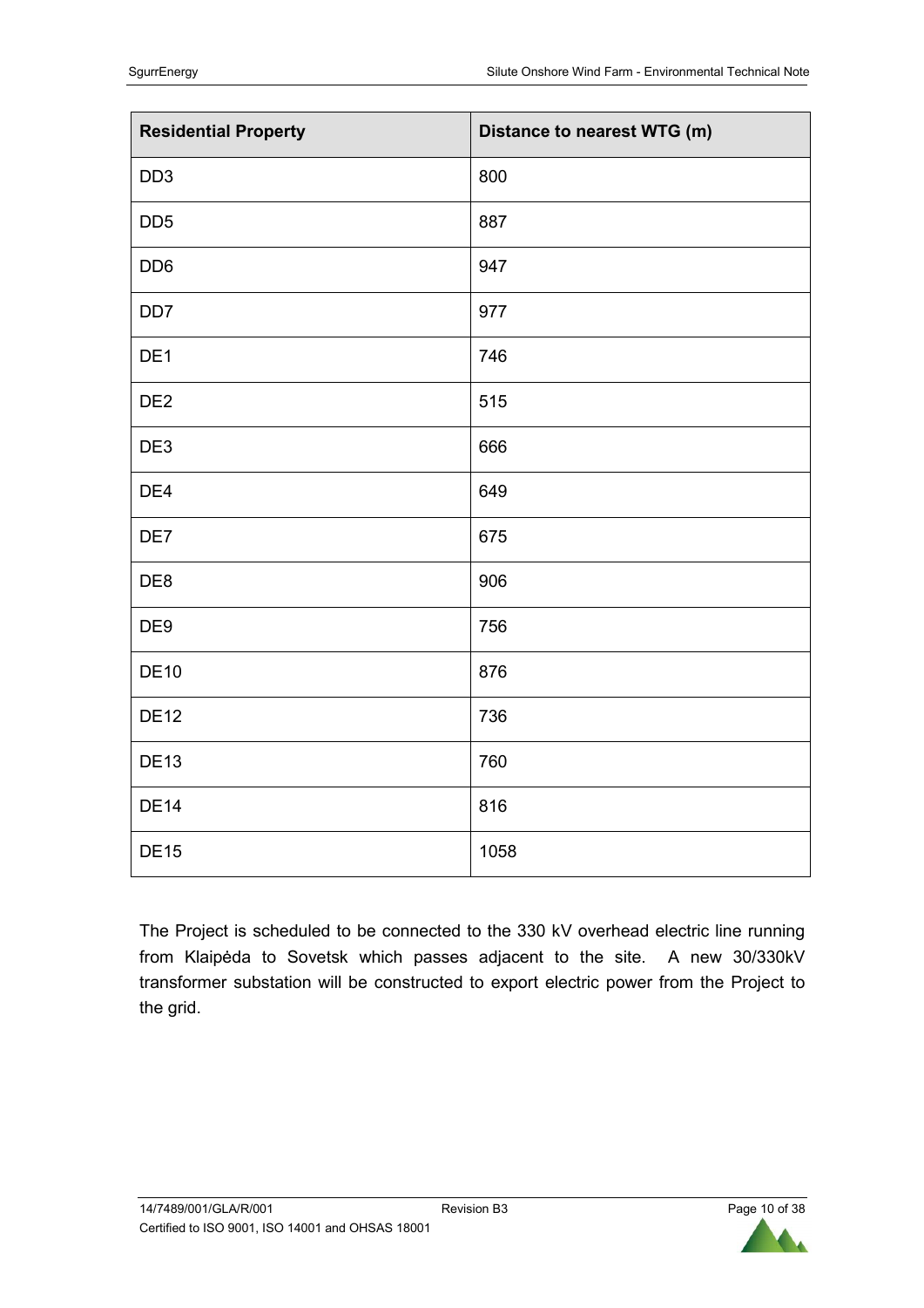| Residential Property | Distance to nearest WTG (m) |
| --- | --- |
| DD3 | 800 |
| DD5 | 887 |
| DD6 | 947 |
| DD7 | 977 |
| DE1 | 746 |
| DE2 | 515 |
| DE3 | 666 |
| DE4 | 649 |
| DE7 | 675 |
| DE8 | 906 |
| DE9 | 756 |
| DE10 | 876 |
| DE12 | 736 |
| DE13 | 760 |
| DE14 | 816 |
| DE15 | 1058 |

The Project is scheduled to be connected to the 330 kV overhead electric line running from Klaipėda to Sovetsk which passes adjacent to the site. A new 30/330kV transformer substation will be constructed to export electric power from the Project to the grid.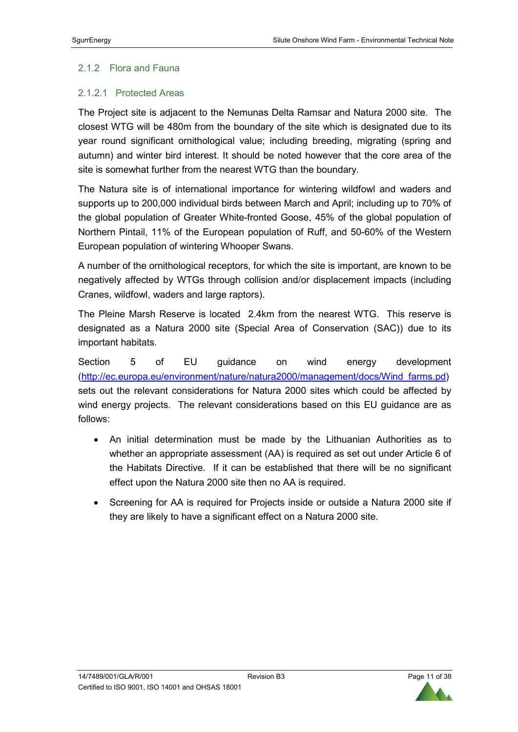### 2.1.2 Flora and Fauna

#### 2.1.2.1 Protected Areas

The Project site is adjacent to the Nemunas Delta Ramsar and Natura 2000 site. The closest WTG will be 480m from the boundary of the site which is designated due to its year round significant ornithological value; including breeding, migrating (spring and autumn) and winter bird interest. It should be noted however that the core area of the site is somewhat further from the nearest WTG than the boundary.

The Natura site is of international importance for wintering wildfowl and waders and supports up to 200,000 individual birds between March and April; including up to 70% of the global population of Greater White-fronted Goose, 45% of the global population of Northern Pintail, 11% of the European population of Ruff, and 50-60% of the Western European population of wintering Whooper Swans.

A number of the ornithological receptors, for which the site is important, are known to be negatively affected by WTGs through collision and/or displacement impacts (including Cranes, wildfowl, waders and large raptors).

The Pleine Marsh Reserve is located 2.4km from the nearest WTG. This reserve is designated as a Natura 2000 site (Special Area of Conservation (SAC)) due to its important habitats.

Section 5 of EU guidance on wind energy development (http://ec.europa.eu/environment/nature/natura2000/management/docs/Wind_farms.pd) sets out the relevant considerations for Natura 2000 sites which could be affected by wind energy projects. The relevant considerations based on this EU guidance are as follows:

- An initial determination must be made by the Lithuanian Authorities as to whether an appropriate assessment (AA) is required as set out under Article 6 of the Habitats Directive. If it can be established that there will be no significant effect upon the Natura 2000 site then no AA is required.
- Screening for AA is required for Projects inside or outside a Natura 2000 site if they are likely to have a significant effect on a Natura 2000 site.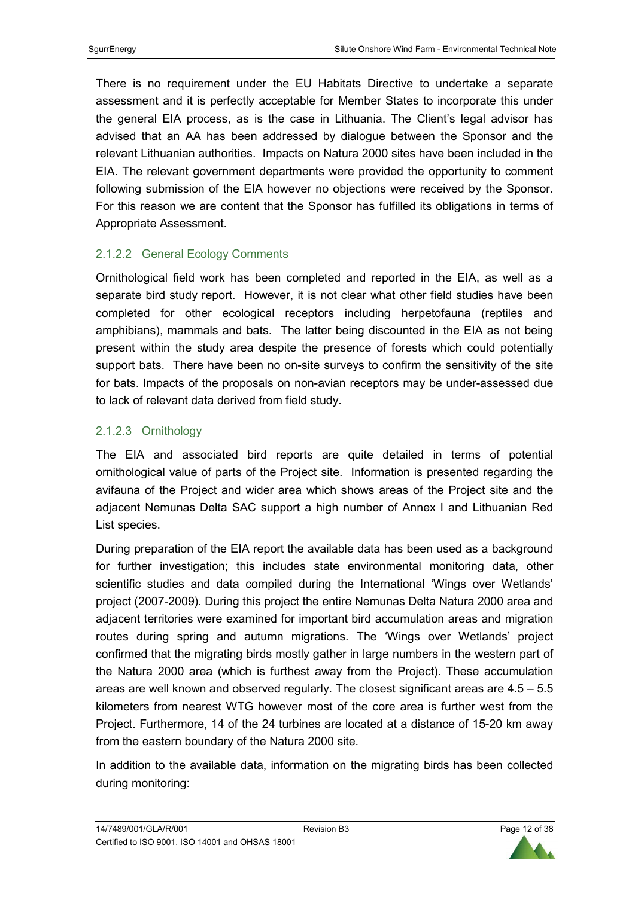There is no requirement under the EU Habitats Directive to undertake a separate assessment and it is perfectly acceptable for Member States to incorporate this under the general EIA process, as is the case in Lithuania. The Client's legal advisor has advised that an AA has been addressed by dialogue between the Sponsor and the relevant Lithuanian authorities. Impacts on Natura 2000 sites have been included in the EIA. The relevant government departments were provided the opportunity to comment following submission of the EIA however no objections were received by the Sponsor. For this reason we are content that the Sponsor has fulfilled its obligations in terms of Appropriate Assessment.

#### 2.1.2.2 General Ecology Comments

Ornithological field work has been completed and reported in the EIA, as well as a separate bird study report. However, it is not clear what other field studies have been completed for other ecological receptors including herpetofauna (reptiles and amphibians), mammals and bats. The latter being discounted in the EIA as not being present within the study area despite the presence of forests which could potentially support bats. There have been no on-site surveys to confirm the sensitivity of the site for bats. Impacts of the proposals on non-avian receptors may be under-assessed due to lack of relevant data derived from field study.

#### 2.1.2.3 Ornithology

The EIA and associated bird reports are quite detailed in terms of potential ornithological value of parts of the Project site. Information is presented regarding the avifauna of the Project and wider area which shows areas of the Project site and the adjacent Nemunas Delta SAC support a high number of Annex I and Lithuanian Red List species.

During preparation of the EIA report the available data has been used as a background for further investigation; this includes state environmental monitoring data, other scientific studies and data compiled during the International 'Wings over Wetlands' project (2007-2009). During this project the entire Nemunas Delta Natura 2000 area and adjacent territories were examined for important bird accumulation areas and migration routes during spring and autumn migrations. The 'Wings over Wetlands' project confirmed that the migrating birds mostly gather in large numbers in the western part of the Natura 2000 area (which is furthest away from the Project). These accumulation areas are well known and observed regularly. The closest significant areas are 4.5 – 5.5 kilometers from nearest WTG however most of the core area is further west from the Project. Furthermore, 14 of the 24 turbines are located at a distance of 15-20 km away from the eastern boundary of the Natura 2000 site.

In addition to the available data, information on the migrating birds has been collected during monitoring: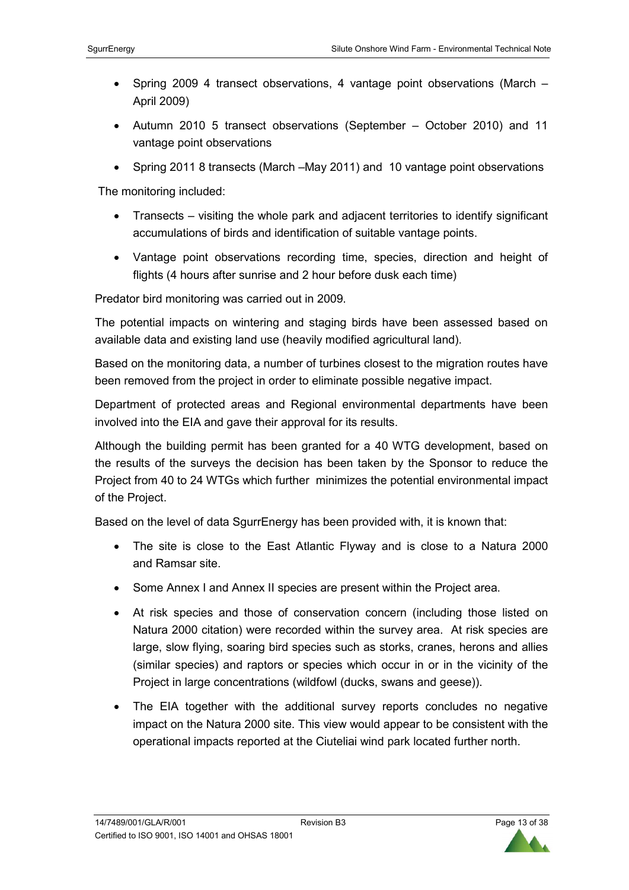- Spring 2009 4 transect observations, 4 vantage point observations (March – April 2009)
- Autumn 2010 5 transect observations (September – October 2010) and 11 vantage point observations
- Spring 2011 8 transects (March –May 2011) and 10 vantage point observations

The monitoring included:

- Transects – visiting the whole park and adjacent territories to identify significant accumulations of birds and identification of suitable vantage points.
- Vantage point observations recording time, species, direction and height of flights (4 hours after sunrise and 2 hour before dusk each time)

Predator bird monitoring was carried out in 2009.

The potential impacts on wintering and staging birds have been assessed based on available data and existing land use (heavily modified agricultural land).

Based on the monitoring data, a number of turbines closest to the migration routes have been removed from the project in order to eliminate possible negative impact.

Department of protected areas and Regional environmental departments have been involved into the EIA and gave their approval for its results.

Although the building permit has been granted for a 40 WTG development, based on the results of the surveys the decision has been taken by the Sponsor to reduce the Project from 40 to 24 WTGs which further minimizes the potential environmental impact of the Project.

Based on the level of data SgurrEnergy has been provided with, it is known that:

- The site is close to the East Atlantic Flyway and is close to a Natura 2000 and Ramsar site.
- Some Annex I and Annex II species are present within the Project area.
- At risk species and those of conservation concern (including those listed on Natura 2000 citation) were recorded within the survey area. At risk species are large, slow flying, soaring bird species such as storks, cranes, herons and allies (similar species) and raptors or species which occur in or in the vicinity of the Project in large concentrations (wildfowl (ducks, swans and geese)).
- The EIA together with the additional survey reports concludes no negative impact on the Natura 2000 site. This view would appear to be consistent with the operational impacts reported at the Ciuteliai wind park located further north.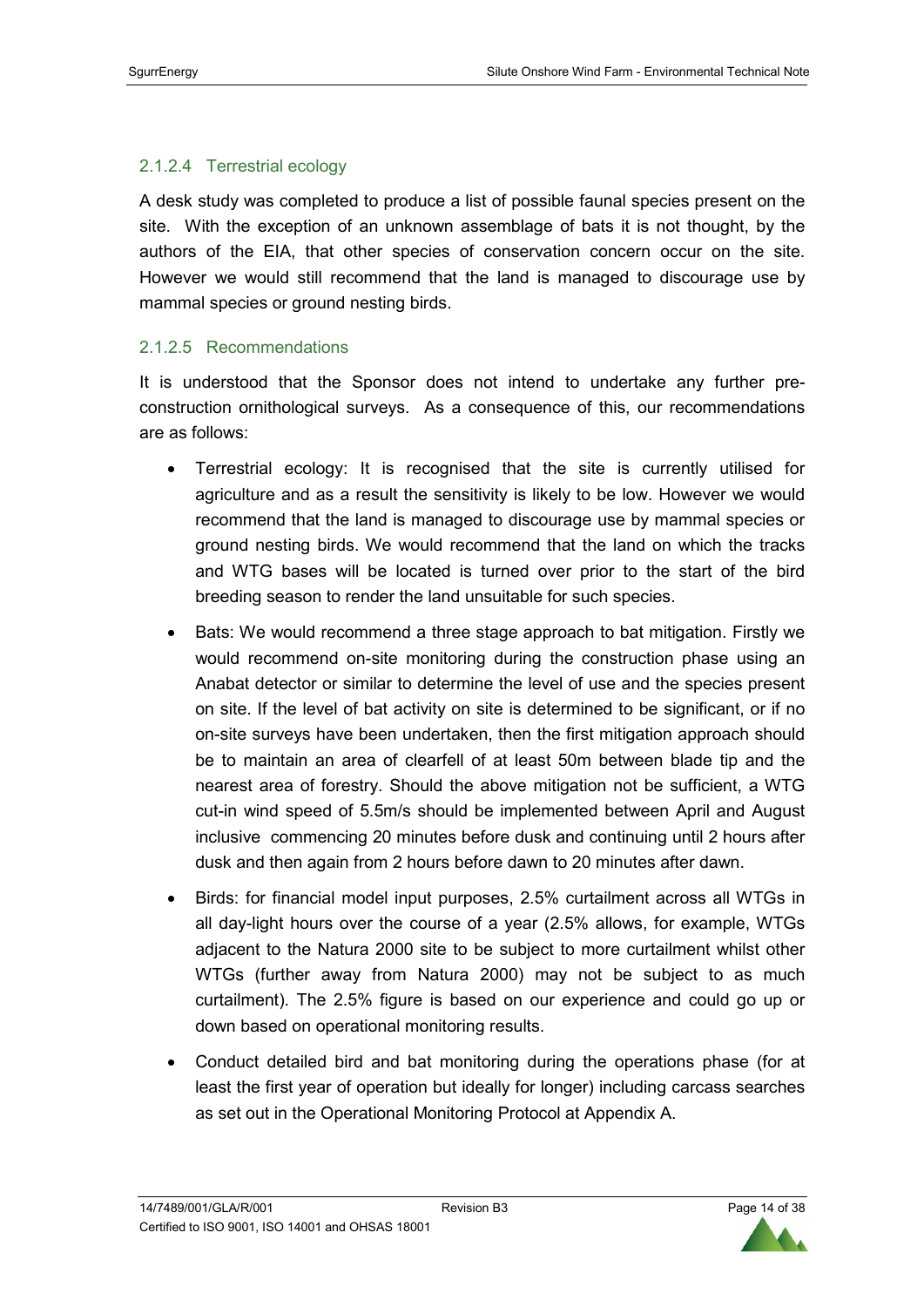#### 2.1.2.4 Terrestrial ecology

A desk study was completed to produce a list of possible faunal species present on the site. With the exception of an unknown assemblage of bats it is not thought, by the authors of the EIA, that other species of conservation concern occur on the site. However we would still recommend that the land is managed to discourage use by mammal species or ground nesting birds.

#### 2.1.2.5 Recommendations

It is understood that the Sponsor does not intend to undertake any further pre-construction ornithological surveys. As a consequence of this, our recommendations are as follows:

- Terrestrial ecology: It is recognised that the site is currently utilised for agriculture and as a result the sensitivity is likely to be low. However we would recommend that the land is managed to discourage use by mammal species or ground nesting birds. We would recommend that the land on which the tracks and WTG bases will be located is turned over prior to the start of the bird breeding season to render the land unsuitable for such species.
- Bats: We would recommend a three stage approach to bat mitigation. Firstly we would recommend on-site monitoring during the construction phase using an Anabat detector or similar to determine the level of use and the species present on site. If the level of bat activity on site is determined to be significant, or if no on-site surveys have been undertaken, then the first mitigation approach should be to maintain an area of clearfell of at least 50m between blade tip and the nearest area of forestry. Should the above mitigation not be sufficient, a WTG cut-in wind speed of 5.5m/s should be implemented between April and August inclusive commencing 20 minutes before dusk and continuing until 2 hours after dusk and then again from 2 hours before dawn to 20 minutes after dawn.
- Birds: for financial model input purposes, 2.5% curtailment across all WTGs in all day-light hours over the course of a year (2.5% allows, for example, WTGs adjacent to the Natura 2000 site to be subject to more curtailment whilst other WTGs (further away from Natura 2000) may not be subject to as much curtailment). The 2.5% figure is based on our experience and could go up or down based on operational monitoring results.
- Conduct detailed bird and bat monitoring during the operations phase (for at least the first year of operation but ideally for longer) including carcass searches as set out in the Operational Monitoring Protocol at Appendix A.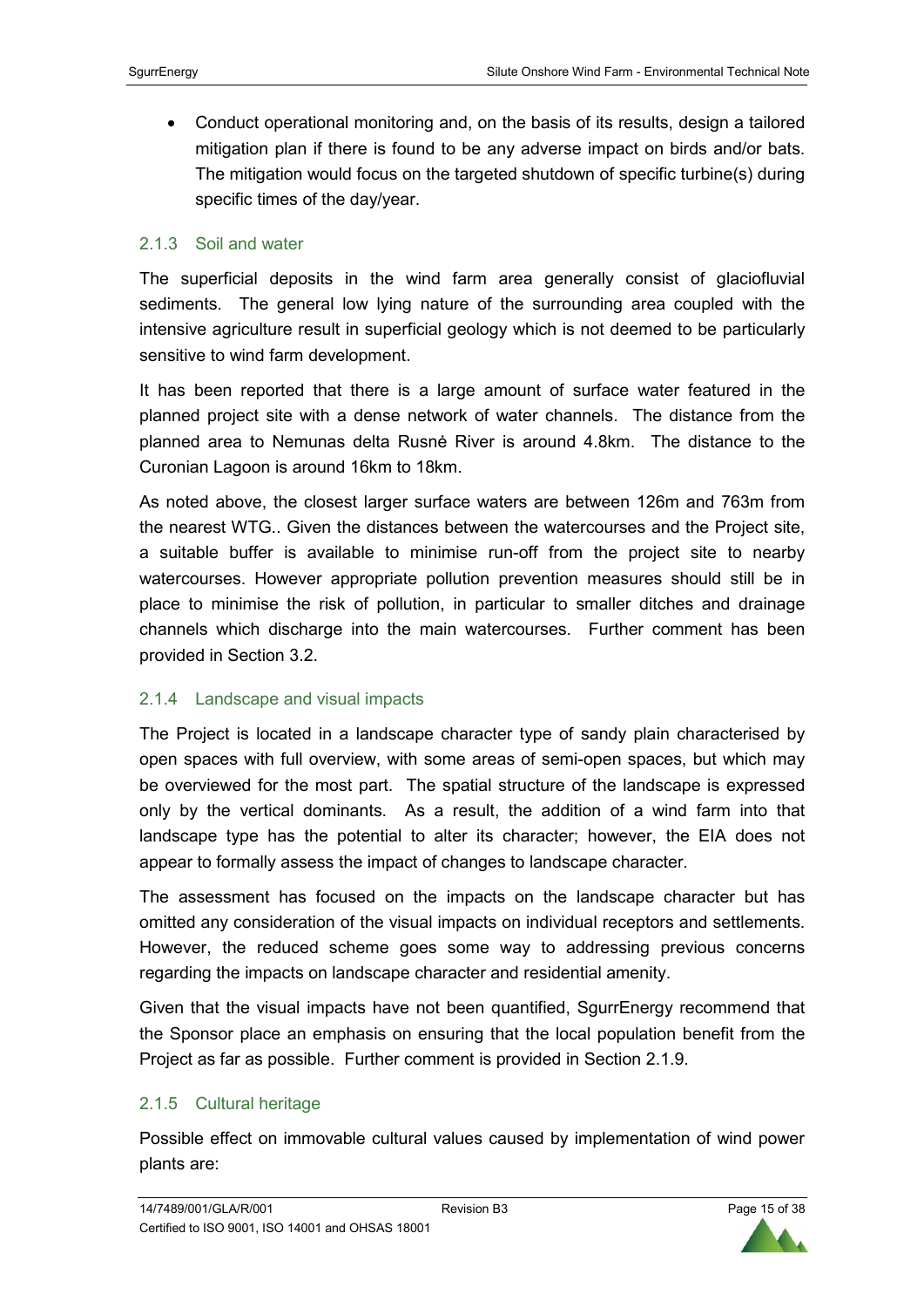- Conduct operational monitoring and, on the basis of its results, design a tailored mitigation plan if there is found to be any adverse impact on birds and/or bats. The mitigation would focus on the targeted shutdown of specific turbine(s) during specific times of the day/year.

### 2.1.3 Soil and water

The superficial deposits in the wind farm area generally consist of glaciofluvial sediments. The general low lying nature of the surrounding area coupled with the intensive agriculture result in superficial geology which is not deemed to be particularly sensitive to wind farm development.

It has been reported that there is a large amount of surface water featured in the planned project site with a dense network of water channels. The distance from the planned area to Nemunas delta Rusnė River is around 4.8km. The distance to the Curonian Lagoon is around 16km to 18km.

As noted above, the closest larger surface waters are between 126m and 763m from the nearest WTG.. Given the distances between the watercourses and the Project site, a suitable buffer is available to minimise run-off from the project site to nearby watercourses. However appropriate pollution prevention measures should still be in place to minimise the risk of pollution, in particular to smaller ditches and drainage channels which discharge into the main watercourses. Further comment has been provided in Section 3.2.

### 2.1.4 Landscape and visual impacts

The Project is located in a landscape character type of sandy plain characterised by open spaces with full overview, with some areas of semi-open spaces, but which may be overviewed for the most part. The spatial structure of the landscape is expressed only by the vertical dominants. As a result, the addition of a wind farm into that landscape type has the potential to alter its character; however, the EIA does not appear to formally assess the impact of changes to landscape character.

The assessment has focused on the impacts on the landscape character but has omitted any consideration of the visual impacts on individual receptors and settlements. However, the reduced scheme goes some way to addressing previous concerns regarding the impacts on landscape character and residential amenity.

Given that the visual impacts have not been quantified, SgurrEnergy recommend that the Sponsor place an emphasis on ensuring that the local population benefit from the Project as far as possible. Further comment is provided in Section 2.1.9.

### 2.1.5 Cultural heritage

Possible effect on immovable cultural values caused by implementation of wind power plants are: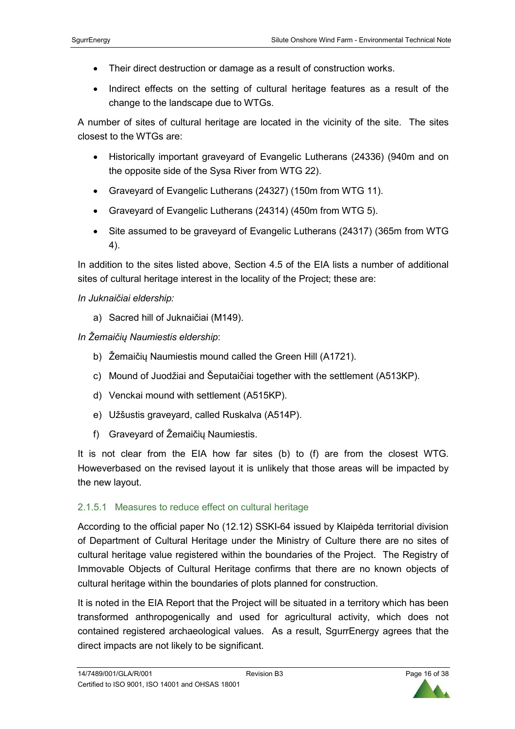- Their direct destruction or damage as a result of construction works.
- Indirect effects on the setting of cultural heritage features as a result of the change to the landscape due to WTGs.

A number of sites of cultural heritage are located in the vicinity of the site. The sites closest to the WTGs are:

- Historically important graveyard of Evangelic Lutherans (24336) (940m and on the opposite side of the Sysa River from WTG 22).
- Graveyard of Evangelic Lutherans (24327) (150m from WTG 11).
- Graveyard of Evangelic Lutherans (24314) (450m from WTG 5).
- Site assumed to be graveyard of Evangelic Lutherans (24317) (365m from WTG 4).

In addition to the sites listed above, Section 4.5 of the EIA lists a number of additional sites of cultural heritage interest in the locality of the Project; these are:

*In Juknaičiai eldership:*

a) Sacred hill of Juknaičiai (M149).

*In Žemaičių Naumiestis eldership*:

b) Žemaičių Naumiestis mound called the Green Hill (A1721).

c) Mound of Juodžiai and Šeputaičiai together with the settlement (A513KP).

d) Venckai mound with settlement (A515KP).

e) Užšustis graveyard, called Ruskalva (A514P).

f) Graveyard of Žemaičių Naumiestis.

It is not clear from the EIA how far sites (b) to (f) are from the closest WTG. Howeverbased on the revised layout it is unlikely that those areas will be impacted by the new layout.

#### 2.1.5.1 Measures to reduce effect on cultural heritage

According to the official paper No (12.12) SSKI-64 issued by Klaipėda territorial division of Department of Cultural Heritage under the Ministry of Culture there are no sites of cultural heritage value registered within the boundaries of the Project. The Registry of Immovable Objects of Cultural Heritage confirms that there are no known objects of cultural heritage within the boundaries of plots planned for construction.

It is noted in the EIA Report that the Project will be situated in a territory which has been transformed anthropogenically and used for agricultural activity, which does not contained registered archaeological values. As a result, SgurrEnergy agrees that the direct impacts are not likely to be significant.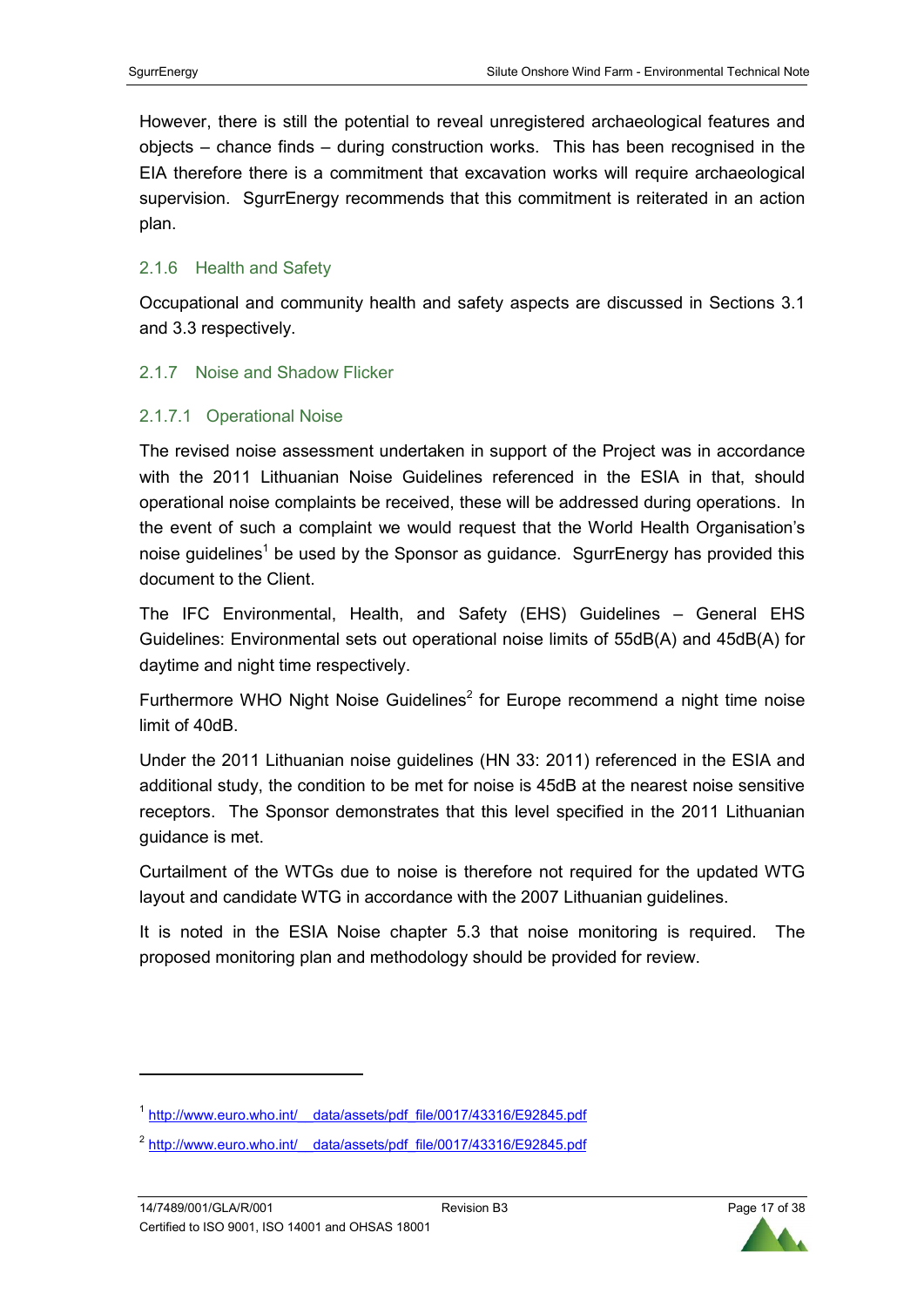However, there is still the potential to reveal unregistered archaeological features and objects – chance finds – during construction works. This has been recognised in the EIA therefore there is a commitment that excavation works will require archaeological supervision. SgurrEnergy recommends that this commitment is reiterated in an action plan.

### 2.1.6 Health and Safety

Occupational and community health and safety aspects are discussed in Sections 3.1 and 3.3 respectively.

### 2.1.7 Noise and Shadow Flicker

#### 2.1.7.1 Operational Noise

The revised noise assessment undertaken in support of the Project was in accordance with the 2011 Lithuanian Noise Guidelines referenced in the ESIA in that, should operational noise complaints be received, these will be addressed during operations. In the event of such a complaint we would request that the World Health Organisation's noise guidelines[1] be used by the Sponsor as guidance. SgurrEnergy has provided this document to the Client.

The IFC Environmental, Health, and Safety (EHS) Guidelines – General EHS Guidelines: Environmental sets out operational noise limits of 55dB(A) and 45dB(A) for daytime and night time respectively.

Furthermore WHO Night Noise Guidelines[2] for Europe recommend a night time noise limit of 40dB.

Under the 2011 Lithuanian noise guidelines (HN 33: 2011) referenced in the ESIA and additional study, the condition to be met for noise is 45dB at the nearest noise sensitive receptors. The Sponsor demonstrates that this level specified in the 2011 Lithuanian guidance is met.

Curtailment of the WTGs due to noise is therefore not required for the updated WTG layout and candidate WTG in accordance with the 2007 Lithuanian guidelines.

It is noted in the ESIA Noise chapter 5.3 that noise monitoring is required. The proposed monitoring plan and methodology should be provided for review.

---

[1] http://www.euro.who.int/__data/assets/pdf_file/0017/43316/E92845.pdf

[2] http://www.euro.who.int/__data/assets/pdf_file/0017/43316/E92845.pdf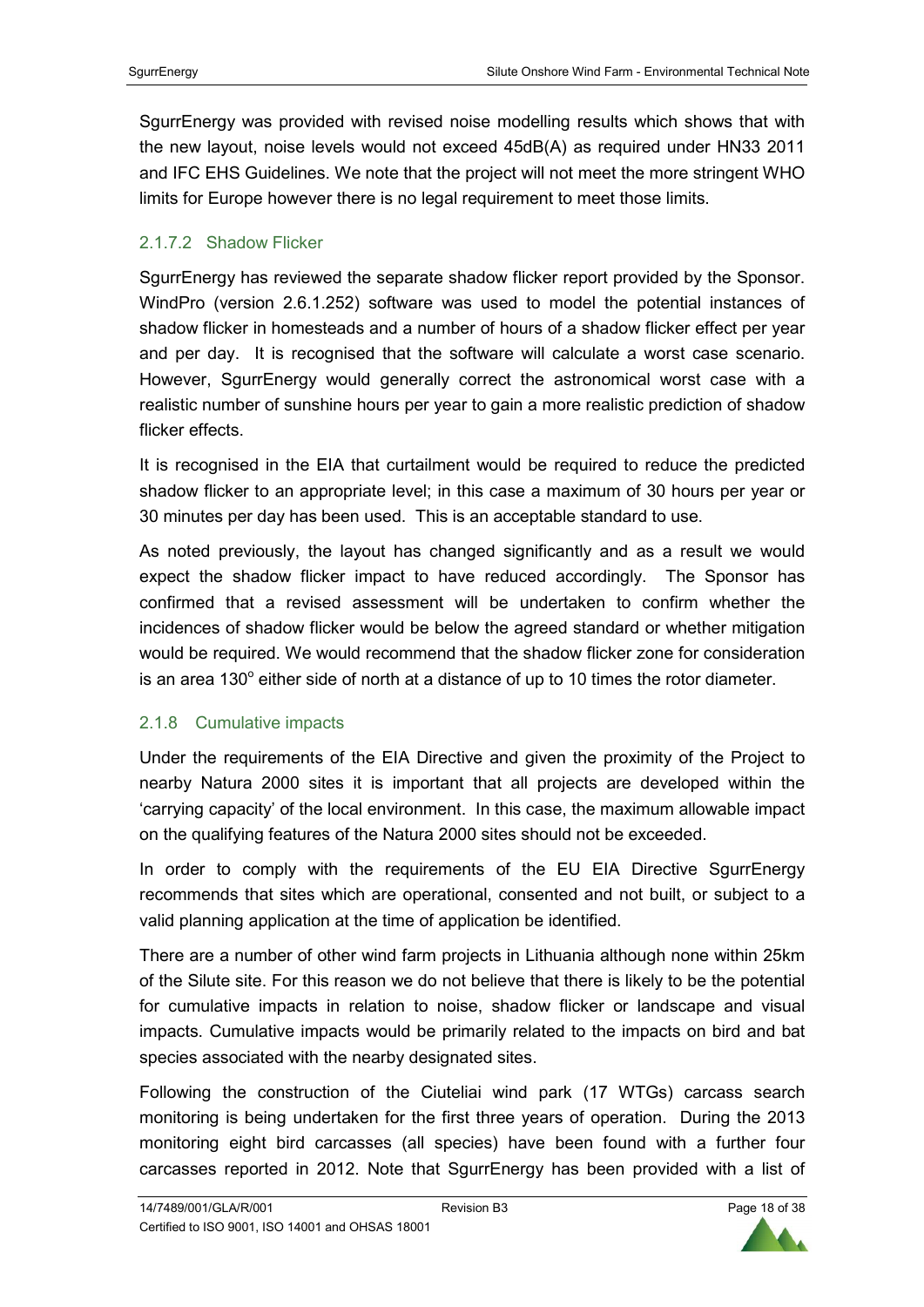SgurrEnergy was provided with revised noise modelling results which shows that with the new layout, noise levels would not exceed 45dB(A) as required under HN33 2011 and IFC EHS Guidelines. We note that the project will not meet the more stringent WHO limits for Europe however there is no legal requirement to meet those limits.

#### 2.1.7.2 Shadow Flicker

SgurrEnergy has reviewed the separate shadow flicker report provided by the Sponsor. WindPro (version 2.6.1.252) software was used to model the potential instances of shadow flicker in homesteads and a number of hours of a shadow flicker effect per year and per day. It is recognised that the software will calculate a worst case scenario. However, SgurrEnergy would generally correct the astronomical worst case with a realistic number of sunshine hours per year to gain a more realistic prediction of shadow flicker effects.

It is recognised in the EIA that curtailment would be required to reduce the predicted shadow flicker to an appropriate level; in this case a maximum of 30 hours per year or 30 minutes per day has been used. This is an acceptable standard to use.

As noted previously, the layout has changed significantly and as a result we would expect the shadow flicker impact to have reduced accordingly. The Sponsor has confirmed that a revised assessment will be undertaken to confirm whether the incidences of shadow flicker would be below the agreed standard or whether mitigation would be required. We would recommend that the shadow flicker zone for consideration is an area 130$^{o}$ either side of north at a distance of up to 10 times the rotor diameter.

### 2.1.8 Cumulative impacts

Under the requirements of the EIA Directive and given the proximity of the Project to nearby Natura 2000 sites it is important that all projects are developed within the 'carrying capacity' of the local environment. In this case, the maximum allowable impact on the qualifying features of the Natura 2000 sites should not be exceeded.

In order to comply with the requirements of the EU EIA Directive SgurrEnergy recommends that sites which are operational, consented and not built, or subject to a valid planning application at the time of application be identified.

There are a number of other wind farm projects in Lithuania although none within 25km of the Silute site. For this reason we do not believe that there is likely to be the potential for cumulative impacts in relation to noise, shadow flicker or landscape and visual impacts. Cumulative impacts would be primarily related to the impacts on bird and bat species associated with the nearby designated sites.

Following the construction of the Ciuteliai wind park (17 WTGs) carcass search monitoring is being undertaken for the first three years of operation. During the 2013 monitoring eight bird carcasses (all species) have been found with a further four carcasses reported in 2012. Note that SgurrEnergy has been provided with a list of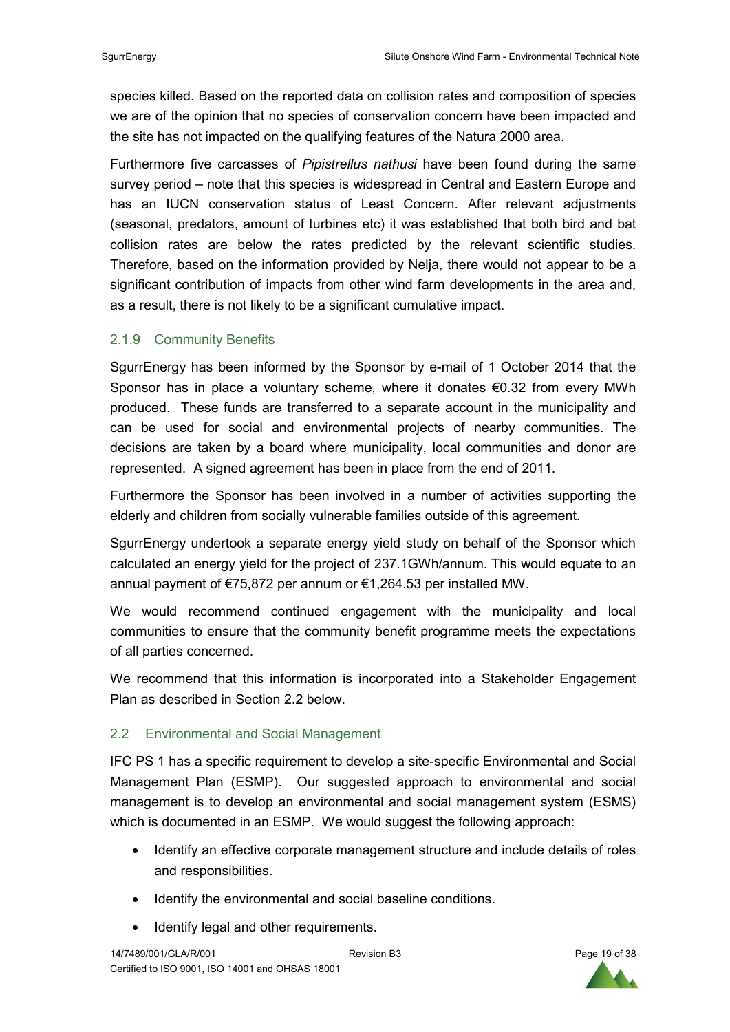species killed. Based on the reported data on collision rates and composition of species we are of the opinion that no species of conservation concern have been impacted and the site has not impacted on the qualifying features of the Natura 2000 area.

Furthermore five carcasses of *Pipistrellus nathusi* have been found during the same survey period – note that this species is widespread in Central and Eastern Europe and has an IUCN conservation status of Least Concern. After relevant adjustments (seasonal, predators, amount of turbines etc) it was established that both bird and bat collision rates are below the rates predicted by the relevant scientific studies. Therefore, based on the information provided by Nelja, there would not appear to be a significant contribution of impacts from other wind farm developments in the area and, as a result, there is not likely to be a significant cumulative impact.

### 2.1.9 Community Benefits

SgurrEnergy has been informed by the Sponsor by e-mail of 1 October 2014 that the Sponsor has in place a voluntary scheme, where it donates €0.32 from every MWh produced. These funds are transferred to a separate account in the municipality and can be used for social and environmental projects of nearby communities. The decisions are taken by a board where municipality, local communities and donor are represented. A signed agreement has been in place from the end of 2011.

Furthermore the Sponsor has been involved in a number of activities supporting the elderly and children from socially vulnerable families outside of this agreement.

SgurrEnergy undertook a separate energy yield study on behalf of the Sponsor which calculated an energy yield for the project of 237.1GWh/annum. This would equate to an annual payment of €75,872 per annum or €1,264.53 per installed MW.

We would recommend continued engagement with the municipality and local communities to ensure that the community benefit programme meets the expectations of all parties concerned.

We recommend that this information is incorporated into a Stakeholder Engagement Plan as described in Section 2.2 below.

## 2.2 Environmental and Social Management

IFC PS 1 has a specific requirement to develop a site-specific Environmental and Social Management Plan (ESMP). Our suggested approach to environmental and social management is to develop an environmental and social management system (ESMS) which is documented in an ESMP. We would suggest the following approach:

- Identify an effective corporate management structure and include details of roles and responsibilities.
- Identify the environmental and social baseline conditions.
- Identify legal and other requirements.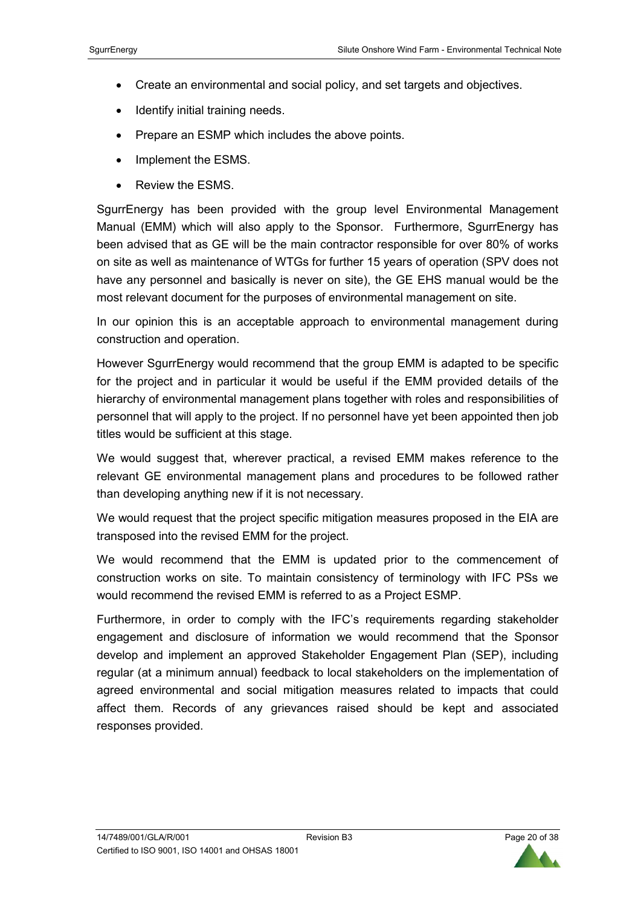- Create an environmental and social policy, and set targets and objectives.
- Identify initial training needs.
- Prepare an ESMP which includes the above points.
- Implement the ESMS.
- Review the ESMS.

SgurrEnergy has been provided with the group level Environmental Management Manual (EMM) which will also apply to the Sponsor. Furthermore, SgurrEnergy has been advised that as GE will be the main contractor responsible for over 80% of works on site as well as maintenance of WTGs for further 15 years of operation (SPV does not have any personnel and basically is never on site), the GE EHS manual would be the most relevant document for the purposes of environmental management on site.

In our opinion this is an acceptable approach to environmental management during construction and operation.

However SgurrEnergy would recommend that the group EMM is adapted to be specific for the project and in particular it would be useful if the EMM provided details of the hierarchy of environmental management plans together with roles and responsibilities of personnel that will apply to the project. If no personnel have yet been appointed then job titles would be sufficient at this stage.

We would suggest that, wherever practical, a revised EMM makes reference to the relevant GE environmental management plans and procedures to be followed rather than developing anything new if it is not necessary.

We would request that the project specific mitigation measures proposed in the EIA are transposed into the revised EMM for the project.

We would recommend that the EMM is updated prior to the commencement of construction works on site. To maintain consistency of terminology with IFC PSs we would recommend the revised EMM is referred to as a Project ESMP.

Furthermore, in order to comply with the IFC's requirements regarding stakeholder engagement and disclosure of information we would recommend that the Sponsor develop and implement an approved Stakeholder Engagement Plan (SEP), including regular (at a minimum annual) feedback to local stakeholders on the implementation of agreed environmental and social mitigation measures related to impacts that could affect them. Records of any grievances raised should be kept and associated responses provided.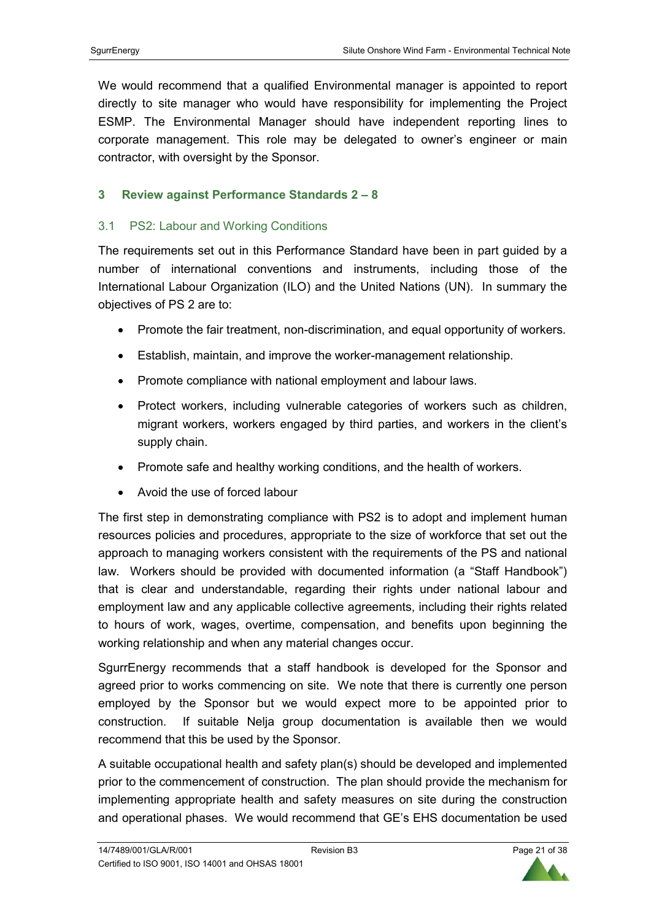We would recommend that a qualified Environmental manager is appointed to report directly to site manager who would have responsibility for implementing the Project ESMP. The Environmental Manager should have independent reporting lines to corporate management. This role may be delegated to owner's engineer or main contractor, with oversight by the Sponsor.

## 3 Review against Performance Standards 2 – 8

### 3.1 PS2: Labour and Working Conditions

The requirements set out in this Performance Standard have been in part guided by a number of international conventions and instruments, including those of the International Labour Organization (ILO) and the United Nations (UN). In summary the objectives of PS 2 are to:

- Promote the fair treatment, non-discrimination, and equal opportunity of workers.
- Establish, maintain, and improve the worker-management relationship.
- Promote compliance with national employment and labour laws.
- Protect workers, including vulnerable categories of workers such as children, migrant workers, workers engaged by third parties, and workers in the client's supply chain.
- Promote safe and healthy working conditions, and the health of workers.
- Avoid the use of forced labour

The first step in demonstrating compliance with PS2 is to adopt and implement human resources policies and procedures, appropriate to the size of workforce that set out the approach to managing workers consistent with the requirements of the PS and national law. Workers should be provided with documented information (a "Staff Handbook") that is clear and understandable, regarding their rights under national labour and employment law and any applicable collective agreements, including their rights related to hours of work, wages, overtime, compensation, and benefits upon beginning the working relationship and when any material changes occur.

SgurrEnergy recommends that a staff handbook is developed for the Sponsor and agreed prior to works commencing on site. We note that there is currently one person employed by the Sponsor but we would expect more to be appointed prior to construction. If suitable Nelja group documentation is available then we would recommend that this be used by the Sponsor.

A suitable occupational health and safety plan(s) should be developed and implemented prior to the commencement of construction. The plan should provide the mechanism for implementing appropriate health and safety measures on site during the construction and operational phases. We would recommend that GE's EHS documentation be used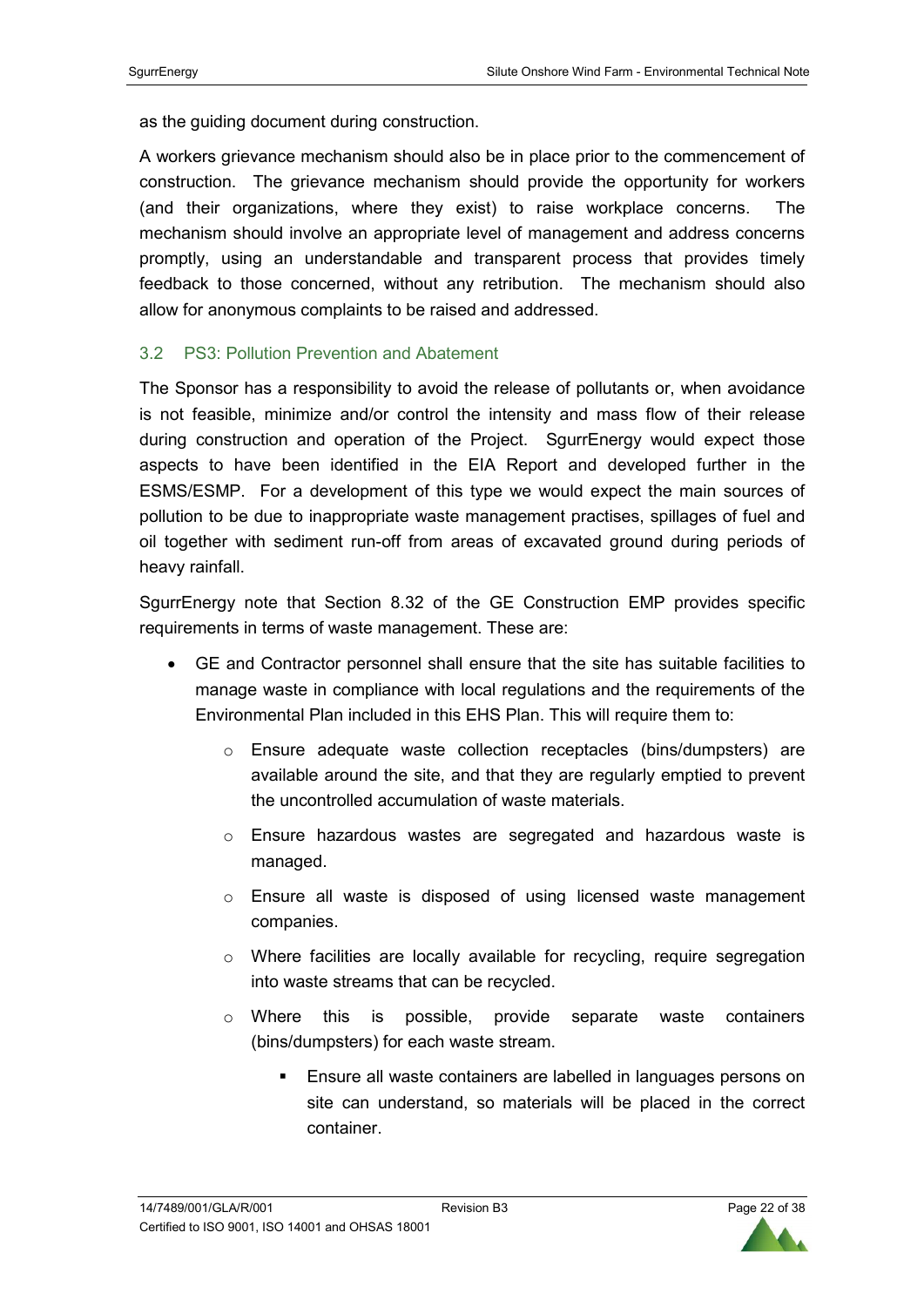as the guiding document during construction.

A workers grievance mechanism should also be in place prior to the commencement of construction. The grievance mechanism should provide the opportunity for workers (and their organizations, where they exist) to raise workplace concerns. The mechanism should involve an appropriate level of management and address concerns promptly, using an understandable and transparent process that provides timely feedback to those concerned, without any retribution. The mechanism should also allow for anonymous complaints to be raised and addressed.

## 3.2 PS3: Pollution Prevention and Abatement

The Sponsor has a responsibility to avoid the release of pollutants or, when avoidance is not feasible, minimize and/or control the intensity and mass flow of their release during construction and operation of the Project. SgurrEnergy would expect those aspects to have been identified in the EIA Report and developed further in the ESMS/ESMP. For a development of this type we would expect the main sources of pollution to be due to inappropriate waste management practises, spillages of fuel and oil together with sediment run-off from areas of excavated ground during periods of heavy rainfall.

SgurrEnergy note that Section 8.32 of the GE Construction EMP provides specific requirements in terms of waste management. These are:

- GE and Contractor personnel shall ensure that the site has suitable facilities to manage waste in compliance with local regulations and the requirements of the Environmental Plan included in this EHS Plan. This will require them to:
    - Ensure adequate waste collection receptacles (bins/dumpsters) are available around the site, and that they are regularly emptied to prevent the uncontrolled accumulation of waste materials.
    - Ensure hazardous wastes are segregated and hazardous waste is managed.
    - Ensure all waste is disposed of using licensed waste management companies.
    - Where facilities are locally available for recycling, require segregation into waste streams that can be recycled.
    - Where this is possible, provide separate waste containers (bins/dumpsters) for each waste stream.
        - Ensure all waste containers are labelled in languages persons on site can understand, so materials will be placed in the correct container.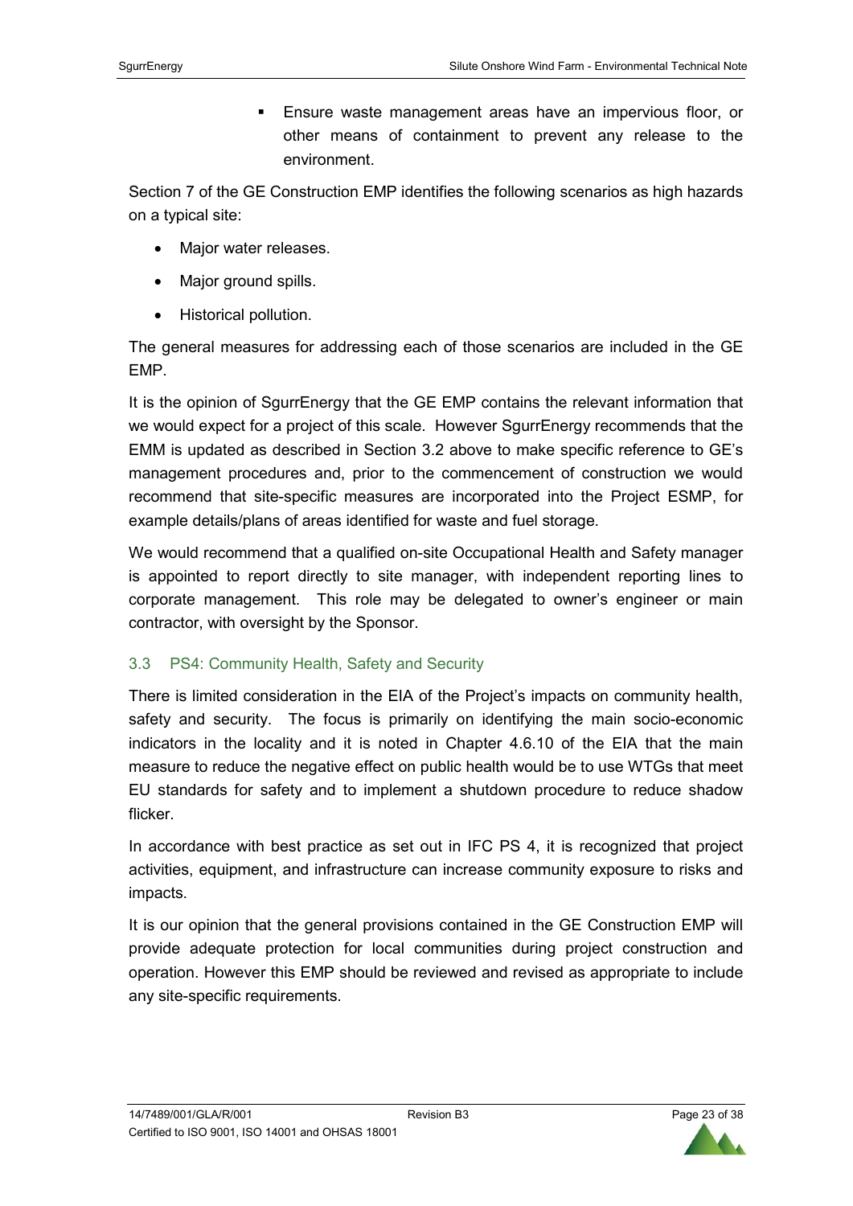- Ensure waste management areas have an impervious floor, or other means of containment to prevent any release to the environment.

Section 7 of the GE Construction EMP identifies the following scenarios as high hazards on a typical site:

- Major water releases.
- Major ground spills.
- Historical pollution.

The general measures for addressing each of those scenarios are included in the GE EMP.

It is the opinion of SgurrEnergy that the GE EMP contains the relevant information that we would expect for a project of this scale. However SgurrEnergy recommends that the EMM is updated as described in Section 3.2 above to make specific reference to GE's management procedures and, prior to the commencement of construction we would recommend that site-specific measures are incorporated into the Project ESMP, for example details/plans of areas identified for waste and fuel storage.

We would recommend that a qualified on-site Occupational Health and Safety manager is appointed to report directly to site manager, with independent reporting lines to corporate management. This role may be delegated to owner's engineer or main contractor, with oversight by the Sponsor.

## 3.3 PS4: Community Health, Safety and Security

There is limited consideration in the EIA of the Project's impacts on community health, safety and security. The focus is primarily on identifying the main socio-economic indicators in the locality and it is noted in Chapter 4.6.10 of the EIA that the main measure to reduce the negative effect on public health would be to use WTGs that meet EU standards for safety and to implement a shutdown procedure to reduce shadow flicker.

In accordance with best practice as set out in IFC PS 4, it is recognized that project activities, equipment, and infrastructure can increase community exposure to risks and impacts.

It is our opinion that the general provisions contained in the GE Construction EMP will provide adequate protection for local communities during project construction and operation. However this EMP should be reviewed and revised as appropriate to include any site-specific requirements.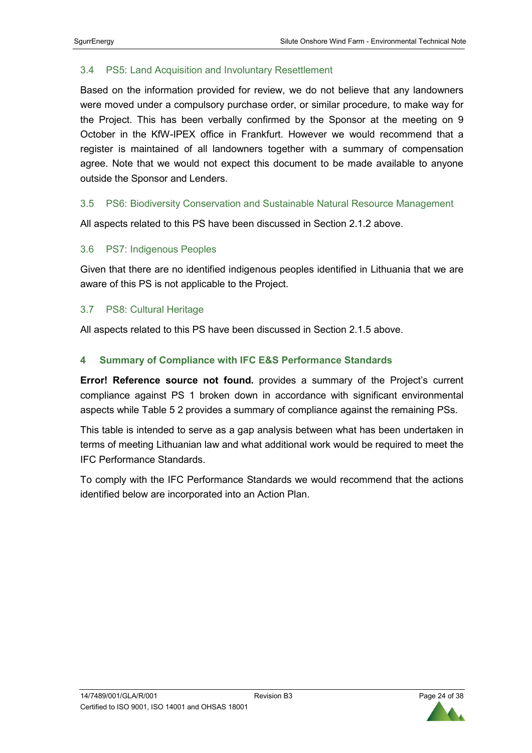### 3.4 PS5: Land Acquisition and Involuntary Resettlement

Based on the information provided for review, we do not believe that any landowners were moved under a compulsory purchase order, or similar procedure, to make way for the Project. This has been verbally confirmed by the Sponsor at the meeting on 9 October in the KfW-IPEX office in Frankfurt. However we would recommend that a register is maintained of all landowners together with a summary of compensation agree. Note that we would not expect this document to be made available to anyone outside the Sponsor and Lenders.

### 3.5 PS6: Biodiversity Conservation and Sustainable Natural Resource Management

All aspects related to this PS have been discussed in Section 2.1.2 above.

### 3.6 PS7: Indigenous Peoples

Given that there are no identified indigenous peoples identified in Lithuania that we are aware of this PS is not applicable to the Project.

### 3.7 PS8: Cultural Heritage

All aspects related to this PS have been discussed in Section 2.1.5 above.

## 4 Summary of Compliance with IFC E&S Performance Standards

**Error! Reference source not found.** provides a summary of the Project's current compliance against PS 1 broken down in accordance with significant environmental aspects while Table 5 2 provides a summary of compliance against the remaining PSs.

This table is intended to serve as a gap analysis between what has been undertaken in terms of meeting Lithuanian law and what additional work would be required to meet the IFC Performance Standards.

To comply with the IFC Performance Standards we would recommend that the actions identified below are incorporated into an Action Plan.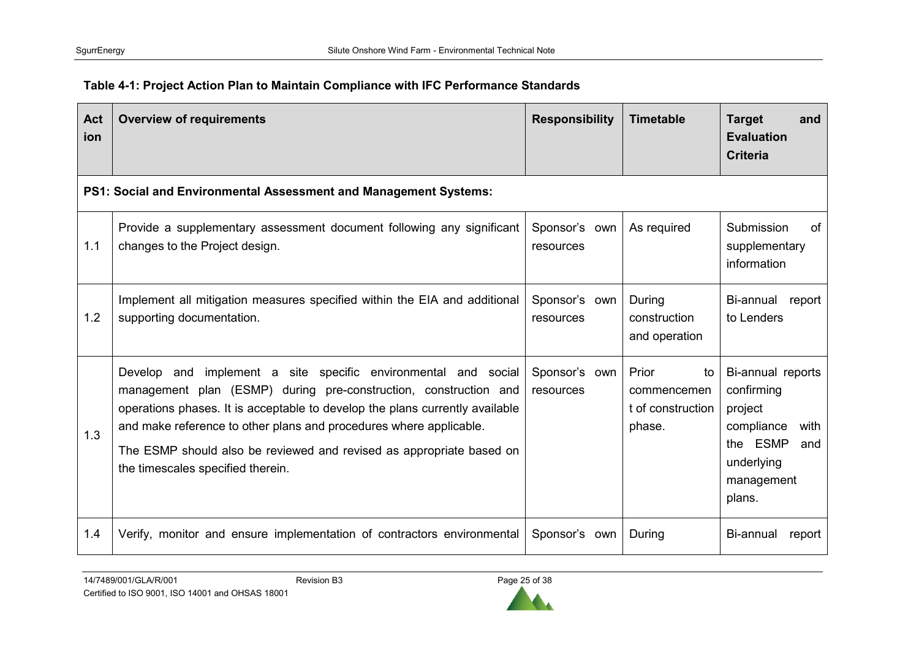**Table 4-1: Project Action Plan to Maintain Compliance with IFC Performance Standards**

| Action | Overview of requirements | Responsibility | Timetable | Target and Evaluation Criteria |
|---|---|---|---|---|
| **PS1: Social and Environmental Assessment and Management Systems:** | | | | |
| 1.1 | Provide a supplementary assessment document following any significant changes to the Project design. | Sponsor's own resources | As required | Submission of supplementary information |
| 1.2 | Implement all mitigation measures specified within the EIA and additional supporting documentation. | Sponsor's own resources | During construction and operation | Bi-annual report to Lenders |
| 1.3 | Develop and implement a site specific environmental and social management plan (ESMP) during pre-construction, construction and operations phases. It is acceptable to develop the plans currently available and make reference to other plans and procedures where applicable. <br><br> The ESMP should also be reviewed and revised as appropriate based on the timescales specified therein. | Sponsor's own resources | Prior to commencement of construction phase. | Bi-annual reports confirming project compliance with the ESMP and underlying management plans. |
| 1.4 | Verify, monitor and ensure implementation of contractors environmental | Sponsor's own | During | Bi-annual report |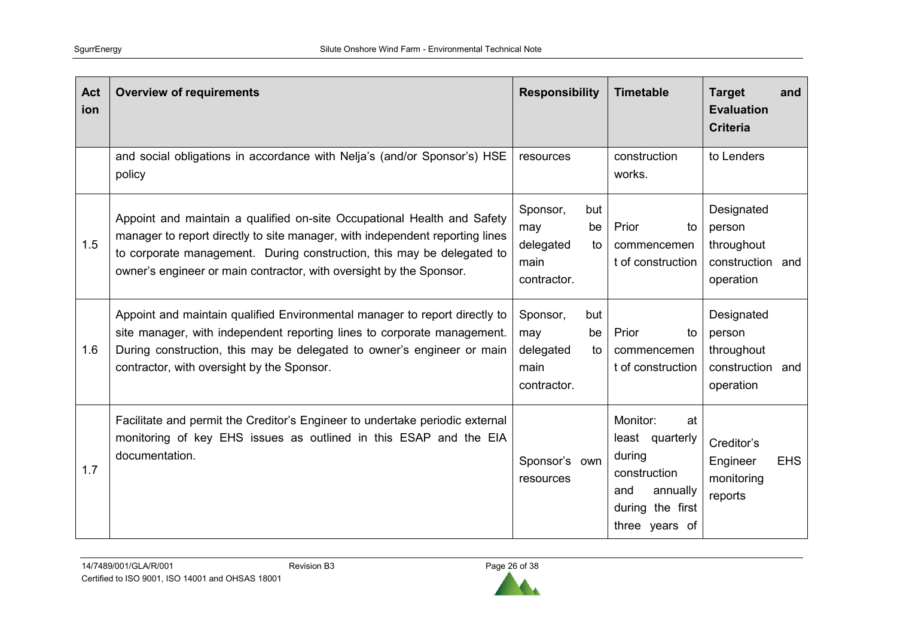| Action | Overview of requirements | Responsibility | Timetable | Target and Evaluation Criteria |
|---|---|---|---|---|
| | and social obligations in accordance with Nelja's (and/or Sponsor's) HSE policy | resources | construction works. | to Lenders |
| 1.5 | Appoint and maintain a qualified on-site Occupational Health and Safety manager to report directly to site manager, with independent reporting lines to corporate management. During construction, this may be delegated to owner's engineer or main contractor, with oversight by the Sponsor. | Sponsor, but may be delegated to main contractor. | Prior to commencement of construction | Designated person throughout construction and operation |
| 1.6 | Appoint and maintain qualified Environmental manager to report directly to site manager, with independent reporting lines to corporate management. During construction, this may be delegated to owner's engineer or main contractor, with oversight by the Sponsor. | Sponsor, but may be delegated to main contractor. | Prior to commencement of construction | Designated person throughout construction and operation |
| 1.7 | Facilitate and permit the Creditor's Engineer to undertake periodic external monitoring of key EHS issues as outlined in this ESAP and the EIA documentation. | Sponsor's own resources | Monitor: at least quarterly during construction and annually during the first three years of | Creditor's Engineer EHS monitoring reports |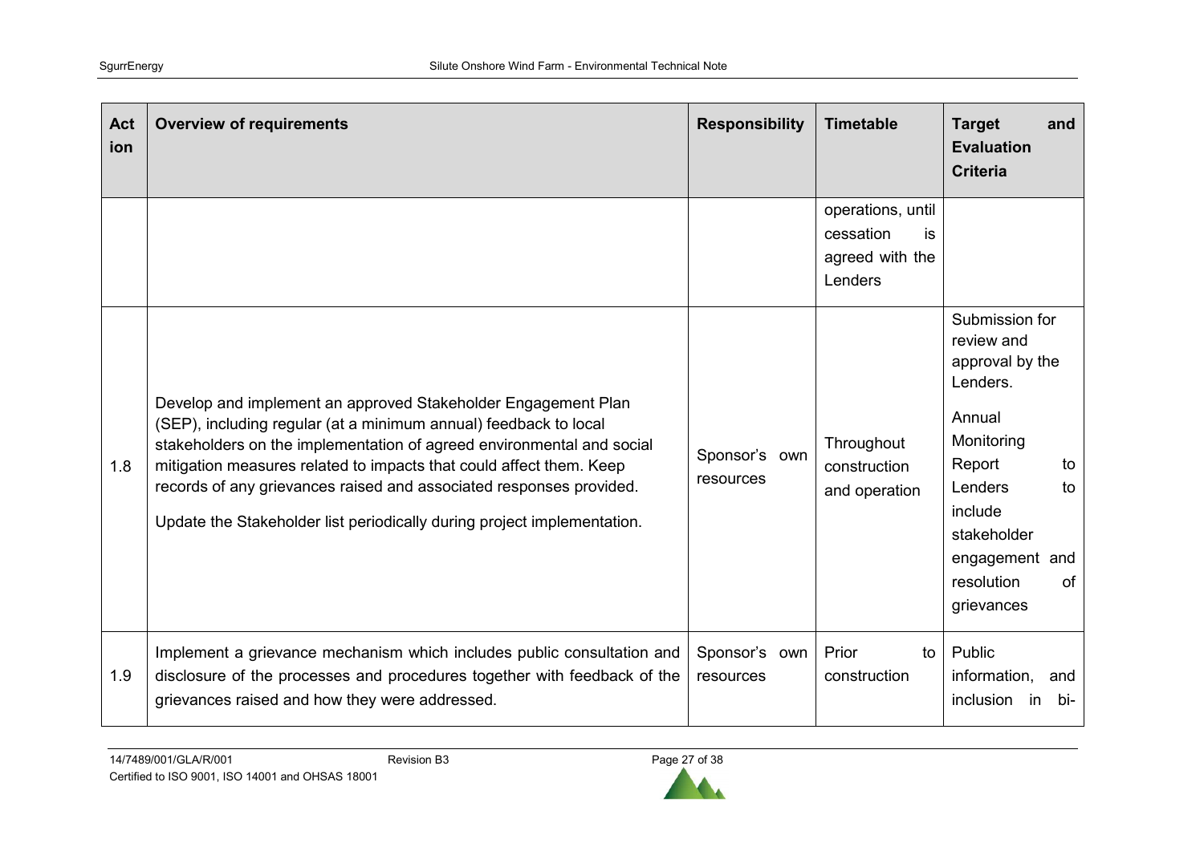| Action | Overview of requirements | Responsibility | Timetable | Target and Evaluation Criteria |
|---|---|---|---|---|
| | | | operations, until cessation is agreed with the Lenders | |
| 1.8 | Develop and implement an approved Stakeholder Engagement Plan (SEP), including regular (at a minimum annual) feedback to local stakeholders on the implementation of agreed environmental and social mitigation measures related to impacts that could affect them. Keep records of any grievances raised and associated responses provided.<br><br>Update the Stakeholder list periodically during project implementation. | Sponsor's own resources | Throughout construction and operation | Submission for review and approval by the Lenders.<br><br>Annual Monitoring Report to Lenders to include stakeholder engagement and resolution of grievances |
| 1.9 | Implement a grievance mechanism which includes public consultation and disclosure of the processes and procedures together with feedback of the grievances raised and how they were addressed. | Sponsor's own resources | Prior to construction | Public information, and inclusion in bi- |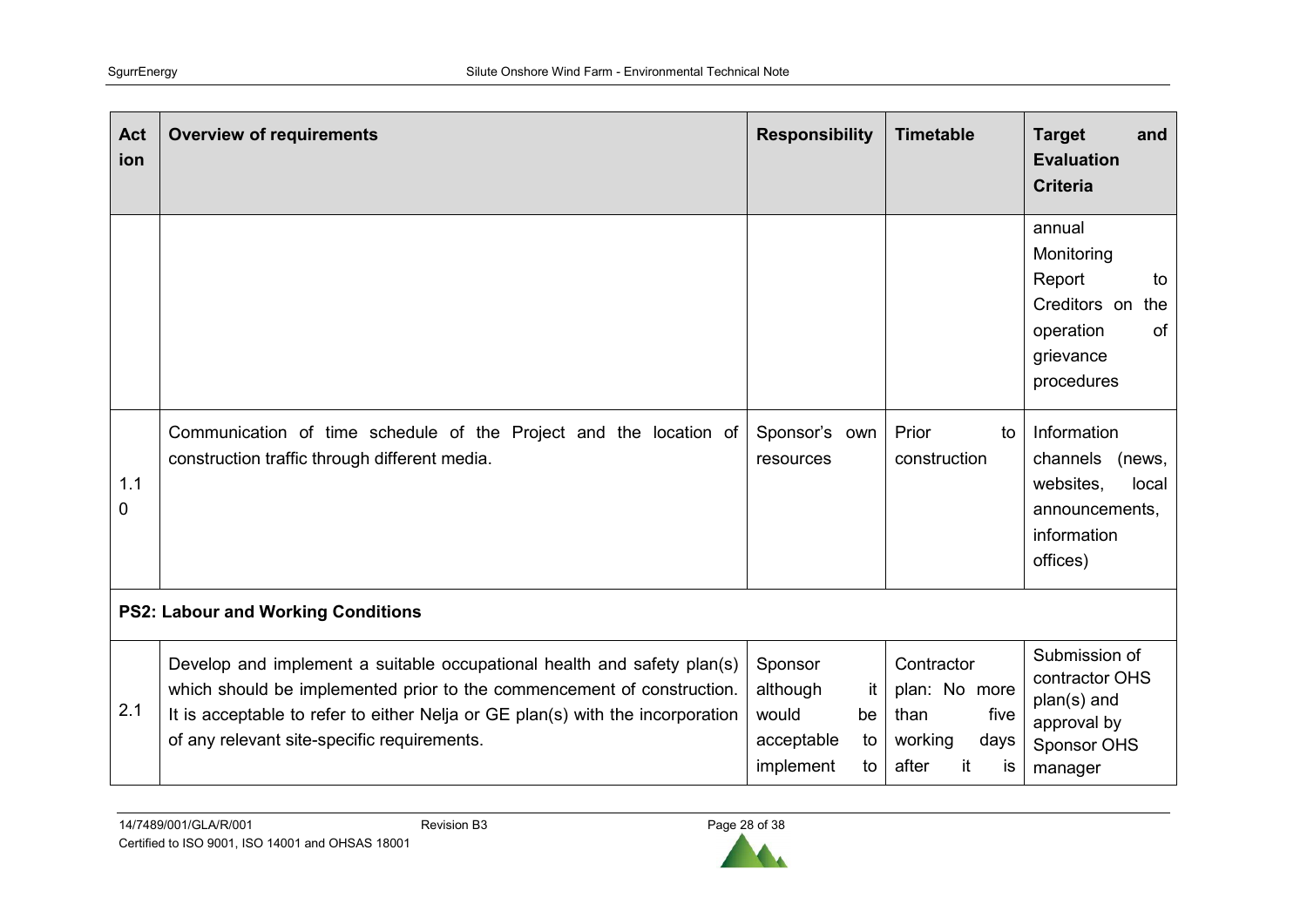| Action | Overview of requirements | Responsibility | Timetable | Target and Evaluation Criteria |
|---|---|---|---|---|
| | | | | annual Monitoring Report to Creditors on the operation of grievance procedures |
| 1.10 | Communication of time schedule of the Project and the location of construction traffic through different media. | Sponsor's own resources | Prior to construction | Information channels (news, websites, local announcements, information offices) |
| **PS2: Labour and Working Conditions** | | | | |
| 2.1 | Develop and implement a suitable occupational health and safety plan(s) which should be implemented prior to the commencement of construction. It is acceptable to refer to either Nelja or GE plan(s) with the incorporation of any relevant site-specific requirements. | Sponsor although it would be acceptable to implement to | Contractor plan: No more than five working days after it is | Submission of contractor OHS plan(s) and approval by Sponsor OHS manager |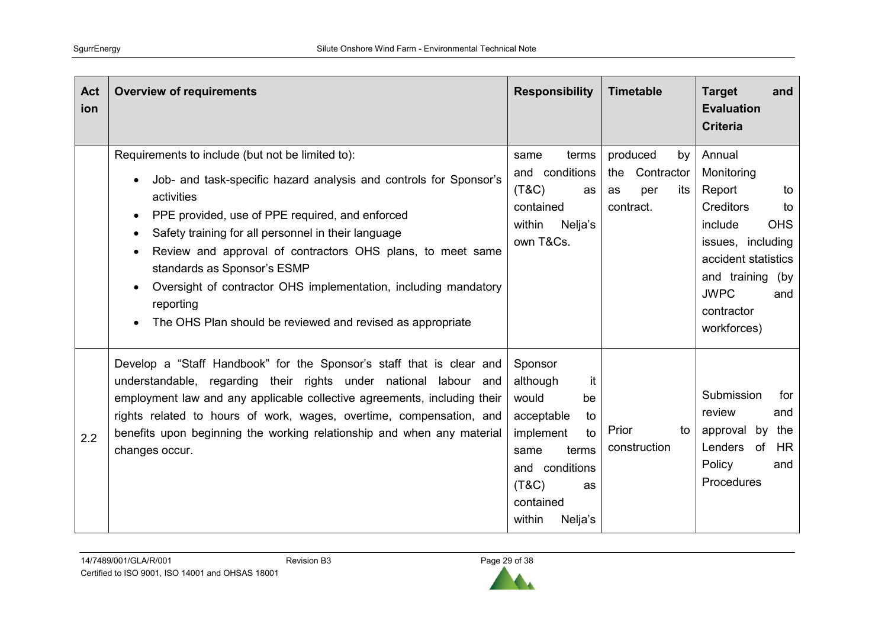| Action | Overview of requirements | Responsibility | Timetable | Target and Evaluation Criteria |
|---|---|---|---|---|
| | Requirements to include (but not be limited to):<br>• Job- and task-specific hazard analysis and controls for Sponsor's activities<br>• PPE provided, use of PPE required, and enforced<br>• Safety training for all personnel in their language<br>• Review and approval of contractors OHS plans, to meet same standards as Sponsor's ESMP<br>• Oversight of contractor OHS implementation, including mandatory reporting<br>• The OHS Plan should be reviewed and revised as appropriate | same terms and conditions (T&C) as contained within Nelja's own T&Cs. | produced by the Contractor as per its contract. | Annual Monitoring Report to Creditors to include OHS issues, including accident statistics and training (by JWPC and contractor workforces) |
| 2.2 | Develop a "Staff Handbook" for the Sponsor's staff that is clear and understandable, regarding their rights under national labour and employment law and any applicable collective agreements, including their rights related to hours of work, wages, overtime, compensation, and benefits upon beginning the working relationship and when any material changes occur. | Sponsor although it would be acceptable to implement to same terms and conditions (T&C) as contained within Nelja's | Prior to construction | Submission for review and approval by the Lenders of HR Policy and Procedures |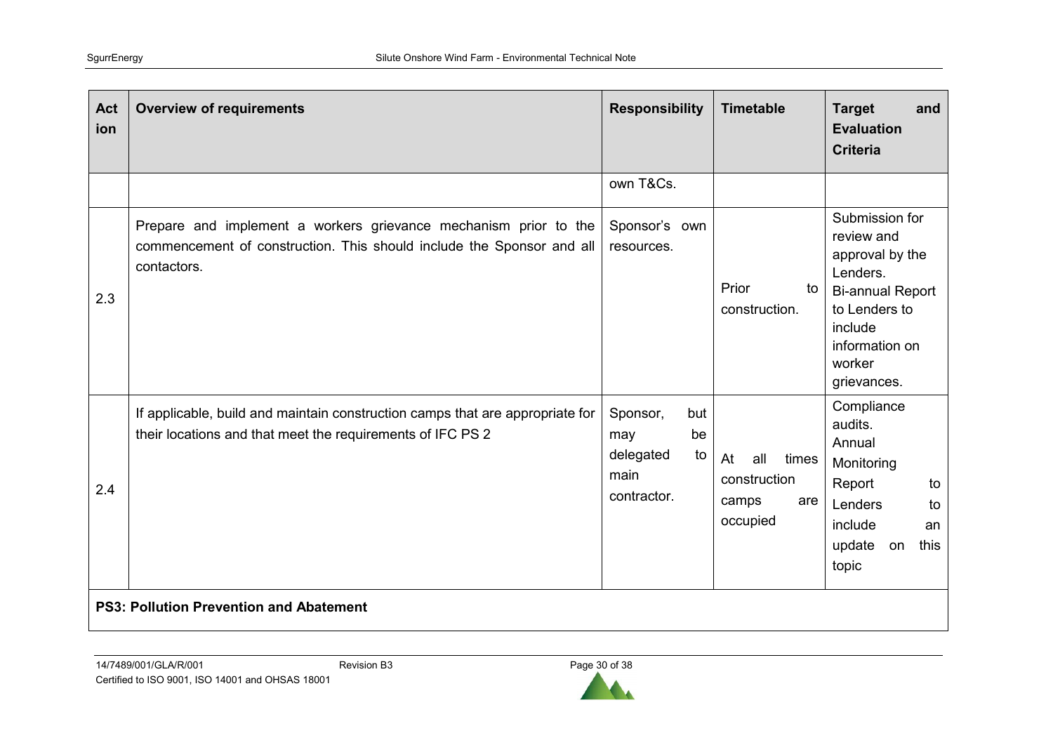| Action | Overview of requirements | Responsibility | Timetable | Target and Evaluation Criteria |
|---|---|---|---|---|
| | | own T&Cs. | | |
| 2.3 | Prepare and implement a workers grievance mechanism prior to the commencement of construction. This should include the Sponsor and all contactors. | Sponsor's own resources. | Prior to construction. | Submission for review and approval by the Lenders. Bi-annual Report to Lenders to include information on worker grievances. |
| 2.4 | If applicable, build and maintain construction camps that are appropriate for their locations and that meet the requirements of IFC PS 2 | Sponsor, but may be delegated to main contractor. | At all times construction camps are occupied | Compliance audits. Annual Monitoring Report to Lenders to include an update on this topic |
| **PS3: Pollution Prevention and Abatement** | | | | |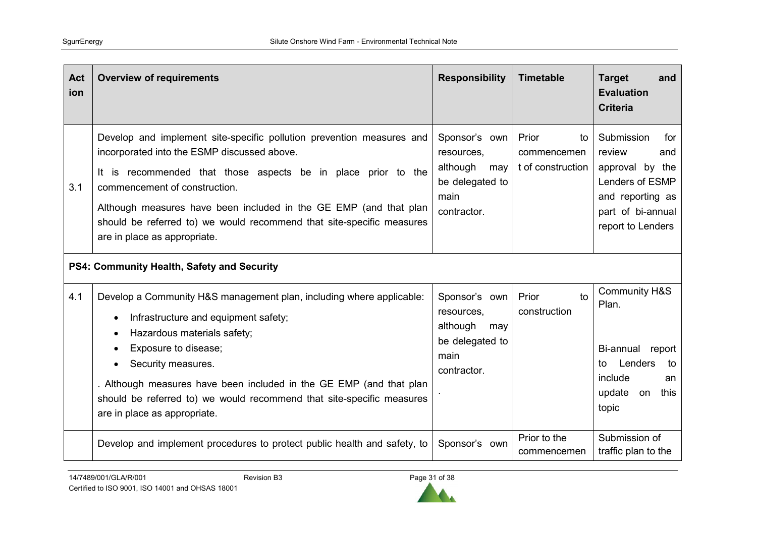| Action | Overview of requirements | Responsibility | Timetable | Target and Evaluation Criteria |
|---|---|---|---|---|
| 3.1 | Develop and implement site-specific pollution prevention measures and incorporated into the ESMP discussed above. <br> It is recommended that those aspects be in place prior to the commencement of construction. <br> Although measures have been included in the GE EMP (and that plan should be referred to) we would recommend that site-specific measures are in place as appropriate. | Sponsor's own resources, although may be delegated to main contractor. | Prior to commencement of construction | Submission for review and approval by the Lenders of ESMP and reporting as part of bi-annual report to Lenders |
| **PS4: Community Health, Safety and Security** | | | | |
| 4.1 | Develop a Community H&S management plan, including where applicable: <br> • Infrastructure and equipment safety; <br> • Hazardous materials safety; <br> • Exposure to disease; <br> • Security measures. <br> . Although measures have been included in the GE EMP (and that plan should be referred to) we would recommend that site-specific measures are in place as appropriate. | Sponsor's own resources, although may be delegated to main contractor. <br> . | Prior to construction | Community H&S Plan. <br><br> Bi-annual report to Lenders to include an update on this topic |
| | Develop and implement procedures to protect public health and safety, to | Sponsor's own | Prior to the commencemen | Submission of traffic plan to the |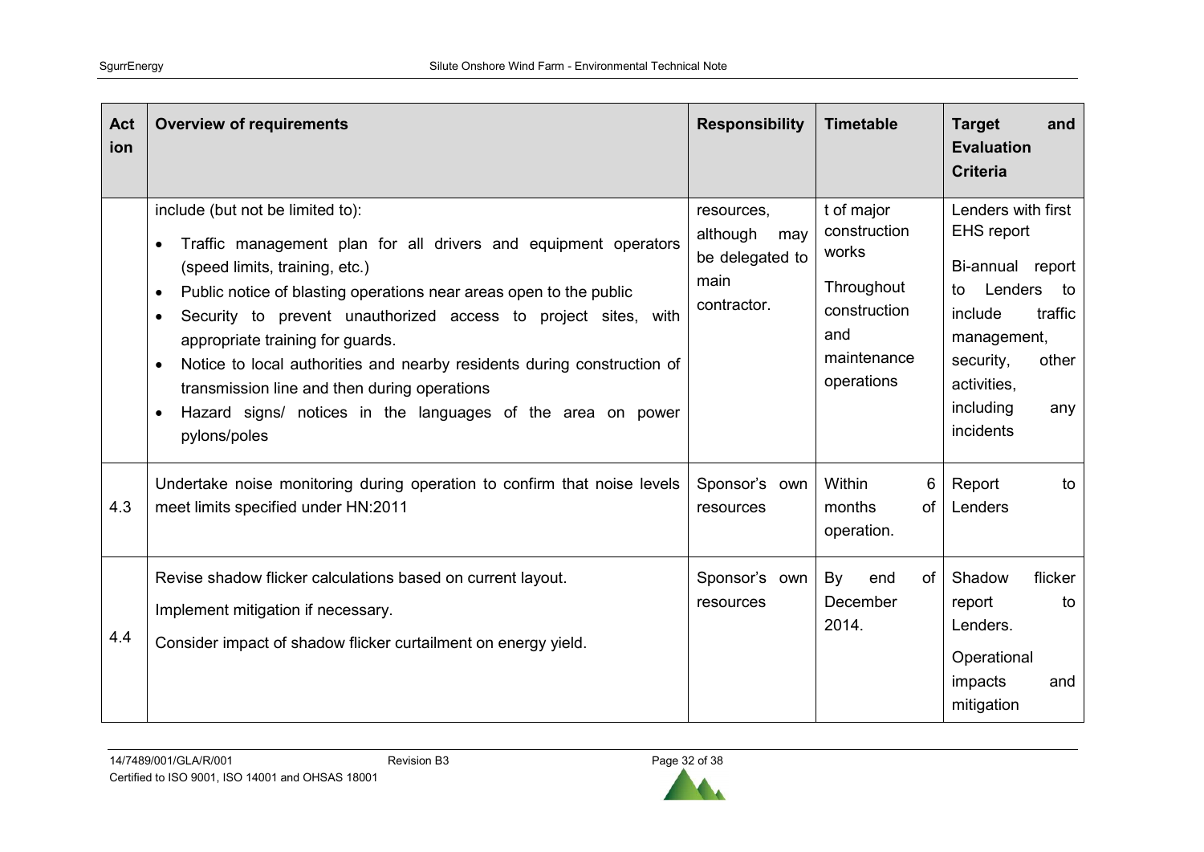| Action | Overview of requirements | Responsibility | Timetable | Target and Evaluation Criteria |
|---|---|---|---|---|
| | include (but not be limited to):<br>• Traffic management plan for all drivers and equipment operators (speed limits, training, etc.)<br>• Public notice of blasting operations near areas open to the public<br>• Security to prevent unauthorized access to project sites, with appropriate training for guards.<br>• Notice to local authorities and nearby residents during construction of transmission line and then during operations<br>• Hazard signs/ notices in the languages of the area on power pylons/poles | resources, although may be delegated to main contractor. | t of major construction works<br><br>Throughout construction and maintenance operations | Lenders with first EHS report<br><br>Bi-annual report to Lenders to include traffic management, security, other activities, including any incidents |
| 4.3 | Undertake noise monitoring during operation to confirm that noise levels meet limits specified under HN:2011 | Sponsor's own resources | Within 6 months of operation. | Report to Lenders |
| 4.4 | Revise shadow flicker calculations based on current layout.<br><br>Implement mitigation if necessary.<br><br>Consider impact of shadow flicker curtailment on energy yield. | Sponsor's own resources | By end of December 2014. | Shadow flicker report to Lenders.<br><br>Operational impacts and mitigation |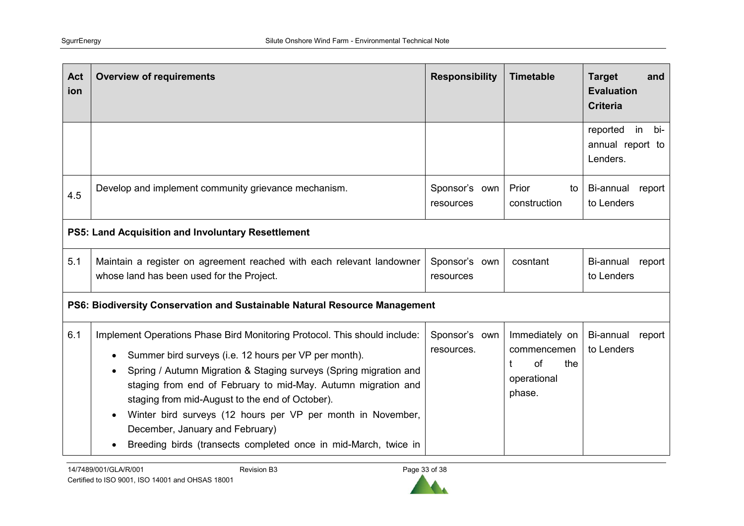| Action | Overview of requirements | Responsibility | Timetable | Target and Evaluation Criteria |
|---|---|---|---|---|
| | | | | reported in bi-annual report to Lenders. |
| 4.5 | Develop and implement community grievance mechanism. | Sponsor's own resources | Prior to construction | Bi-annual report to Lenders |
| **PS5: Land Acquisition and Involuntary Resettlement** | | | | |
| 5.1 | Maintain a register on agreement reached with each relevant landowner whose land has been used for the Project. | Sponsor's own resources | cosntant | Bi-annual report to Lenders |
| **PS6: Biodiversity Conservation and Sustainable Natural Resource Management** | | | | |
| 6.1 | Implement Operations Phase Bird Monitoring Protocol. This should include:<br>• Summer bird surveys (i.e. 12 hours per VP per month).<br>• Spring / Autumn Migration & Staging surveys (Spring migration and staging from end of February to mid-May. Autumn migration and staging from mid-August to the end of October).<br>• Winter bird surveys (12 hours per VP per month in November, December, January and February)<br>• Breeding birds (transects completed once in mid-March, twice in | Sponsor's own resources. | Immediately on commencement of the operational phase. | Bi-annual report to Lenders |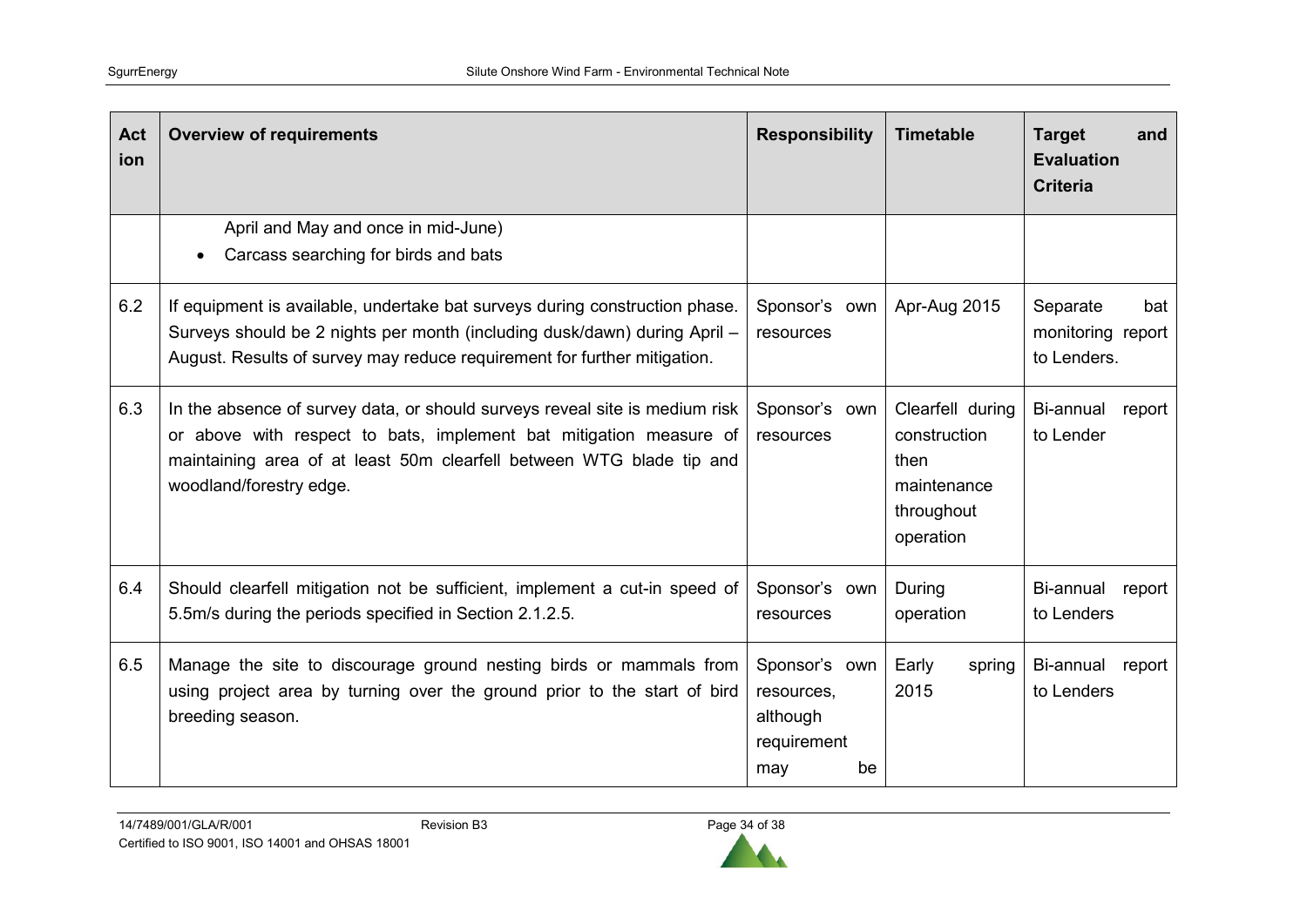| Action | Overview of requirements | Responsibility | Timetable | Target and Evaluation Criteria |
|---|---|---|---|---|
| | April and May and once in mid-June)<br>• Carcass searching for birds and bats | | | |
| 6.2 | If equipment is available, undertake bat surveys during construction phase. Surveys should be 2 nights per month (including dusk/dawn) during April – August. Results of survey may reduce requirement for further mitigation. | Sponsor's own resources | Apr-Aug 2015 | Separate bat monitoring report to Lenders. |
| 6.3 | In the absence of survey data, or should surveys reveal site is medium risk or above with respect to bats, implement bat mitigation measure of maintaining area of at least 50m clearfell between WTG blade tip and woodland/forestry edge. | Sponsor's own resources | Clearfell during construction then maintenance throughout operation | Bi-annual report to Lender |
| 6.4 | Should clearfell mitigation not be sufficient, implement a cut-in speed of 5.5m/s during the periods specified in Section 2.1.2.5. | Sponsor's own resources | During operation | Bi-annual report to Lenders |
| 6.5 | Manage the site to discourage ground nesting birds or mammals from using project area by turning over the ground prior to the start of bird breeding season. | Sponsor's own resources, although requirement may be | Early spring 2015 | Bi-annual report to Lenders |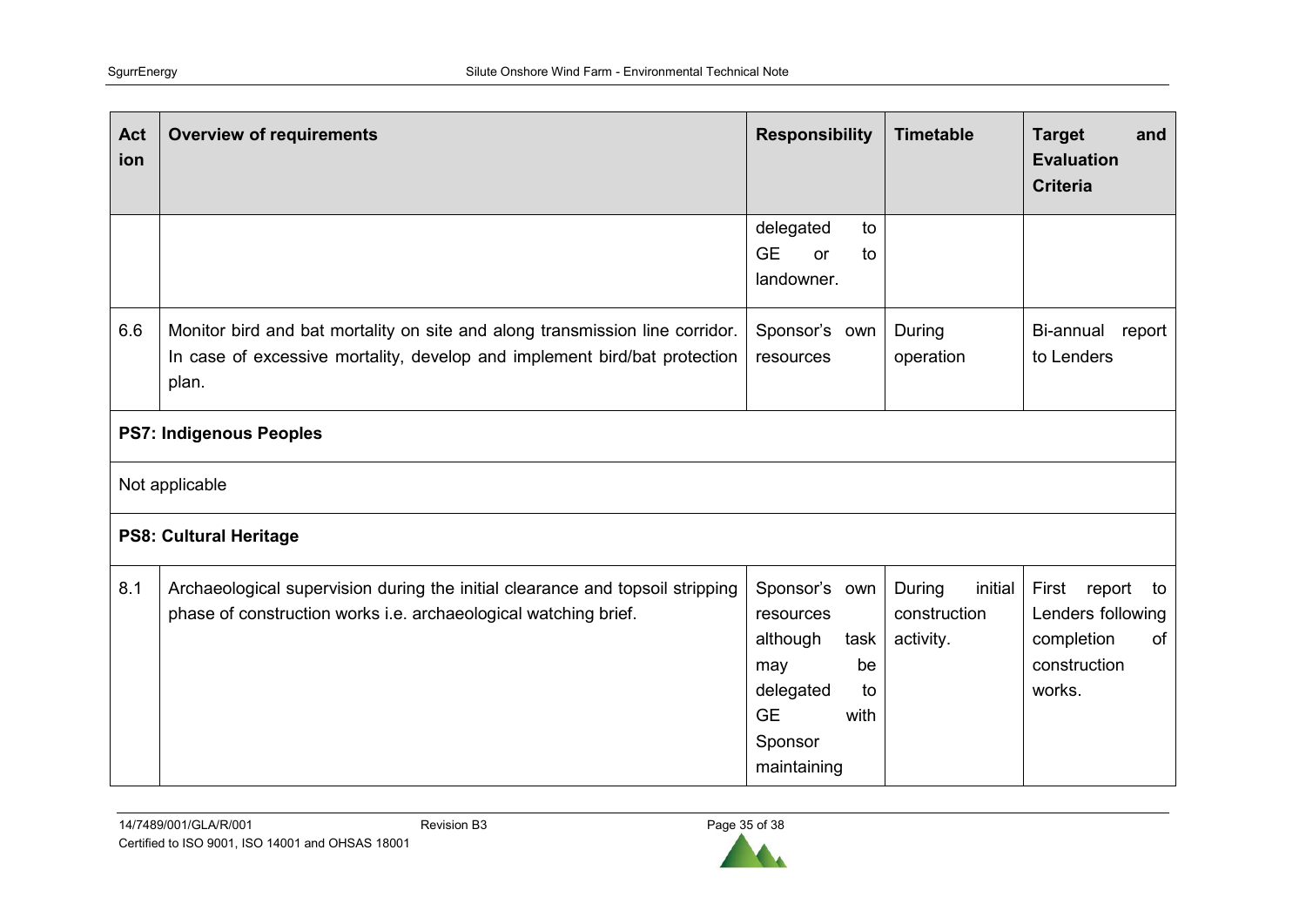| Action | Overview of requirements | Responsibility | Timetable | Target and Evaluation Criteria |
|---|---|---|---|---|
| | | delegated to GE or to landowner. | | |
| 6.6 | Monitor bird and bat mortality on site and along transmission line corridor. In case of excessive mortality, develop and implement bird/bat protection plan. | Sponsor's own resources | During operation | Bi-annual report to Lenders |
| **PS7: Indigenous Peoples** | | | | |
| Not applicable | | | | |
| **PS8: Cultural Heritage** | | | | |
| 8.1 | Archaeological supervision during the initial clearance and topsoil stripping phase of construction works i.e. archaeological watching brief. | Sponsor's own resources although task may be delegated to GE with Sponsor maintaining | During initial construction activity. | First report to Lenders following completion of construction works. |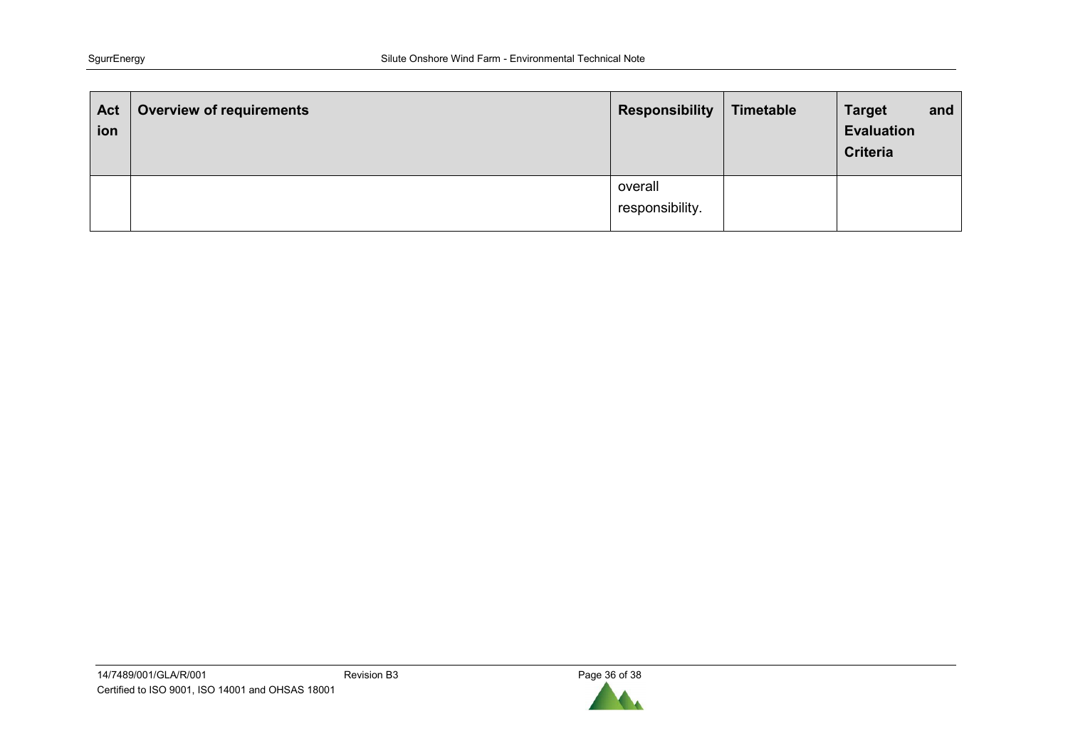| Action | Overview of requirements | Responsibility | Timetable | Target and Evaluation Criteria |
| --- | --- | --- | --- | --- |
| | | overall responsibility. | | |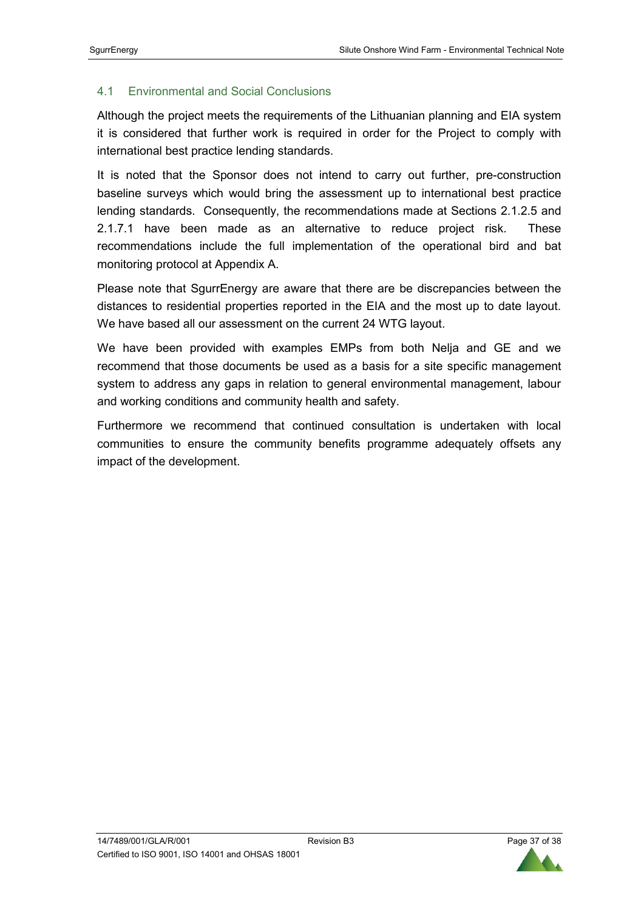### 4.1 Environmental and Social Conclusions

Although the project meets the requirements of the Lithuanian planning and EIA system it is considered that further work is required in order for the Project to comply with international best practice lending standards.

It is noted that the Sponsor does not intend to carry out further, pre-construction baseline surveys which would bring the assessment up to international best practice lending standards. Consequently, the recommendations made at Sections 2.1.2.5 and 2.1.7.1 have been made as an alternative to reduce project risk. These recommendations include the full implementation of the operational bird and bat monitoring protocol at Appendix A.

Please note that SgurrEnergy are aware that there are be discrepancies between the distances to residential properties reported in the EIA and the most up to date layout. We have based all our assessment on the current 24 WTG layout.

We have been provided with examples EMPs from both Nelja and GE and we recommend that those documents be used as a basis for a site specific management system to address any gaps in relation to general environmental management, labour and working conditions and community health and safety.

Furthermore we recommend that continued consultation is undertaken with local communities to ensure the community benefits programme adequately offsets any impact of the development.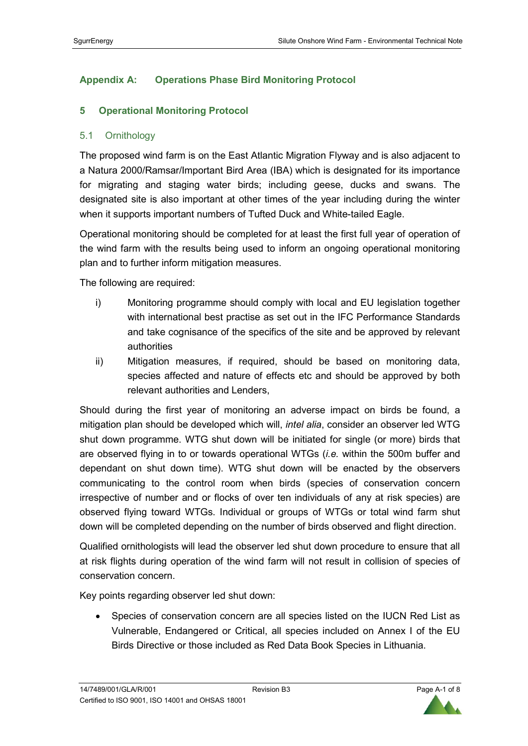## Appendix A: Operations Phase Bird Monitoring Protocol

### 5 Operational Monitoring Protocol

#### 5.1 Ornithology

The proposed wind farm is on the East Atlantic Migration Flyway and is also adjacent to a Natura 2000/Ramsar/Important Bird Area (IBA) which is designated for its importance for migrating and staging water birds; including geese, ducks and swans. The designated site is also important at other times of the year including during the winter when it supports important numbers of Tufted Duck and White-tailed Eagle.

Operational monitoring should be completed for at least the first full year of operation of the wind farm with the results being used to inform an ongoing operational monitoring plan and to further inform mitigation measures.

The following are required:

i) Monitoring programme should comply with local and EU legislation together with international best practise as set out in the IFC Performance Standards and take cognisance of the specifics of the site and be approved by relevant authorities

ii) Mitigation measures, if required, should be based on monitoring data, species affected and nature of effects etc and should be approved by both relevant authorities and Lenders,

Should during the first year of monitoring an adverse impact on birds be found, a mitigation plan should be developed which will, *intel alia*, consider an observer led WTG shut down programme. WTG shut down will be initiated for single (or more) birds that are observed flying in to or towards operational WTGs (*i.e.* within the 500m buffer and dependant on shut down time). WTG shut down will be enacted by the observers communicating to the control room when birds (species of conservation concern irrespective of number and or flocks of over ten individuals of any at risk species) are observed flying toward WTGs. Individual or groups of WTGs or total wind farm shut down will be completed depending on the number of birds observed and flight direction.

Qualified ornithologists will lead the observer led shut down procedure to ensure that all at risk flights during operation of the wind farm will not result in collision of species of conservation concern.

Key points regarding observer led shut down:

- Species of conservation concern are all species listed on the IUCN Red List as Vulnerable, Endangered or Critical, all species included on Annex I of the EU Birds Directive or those included as Red Data Book Species in Lithuania.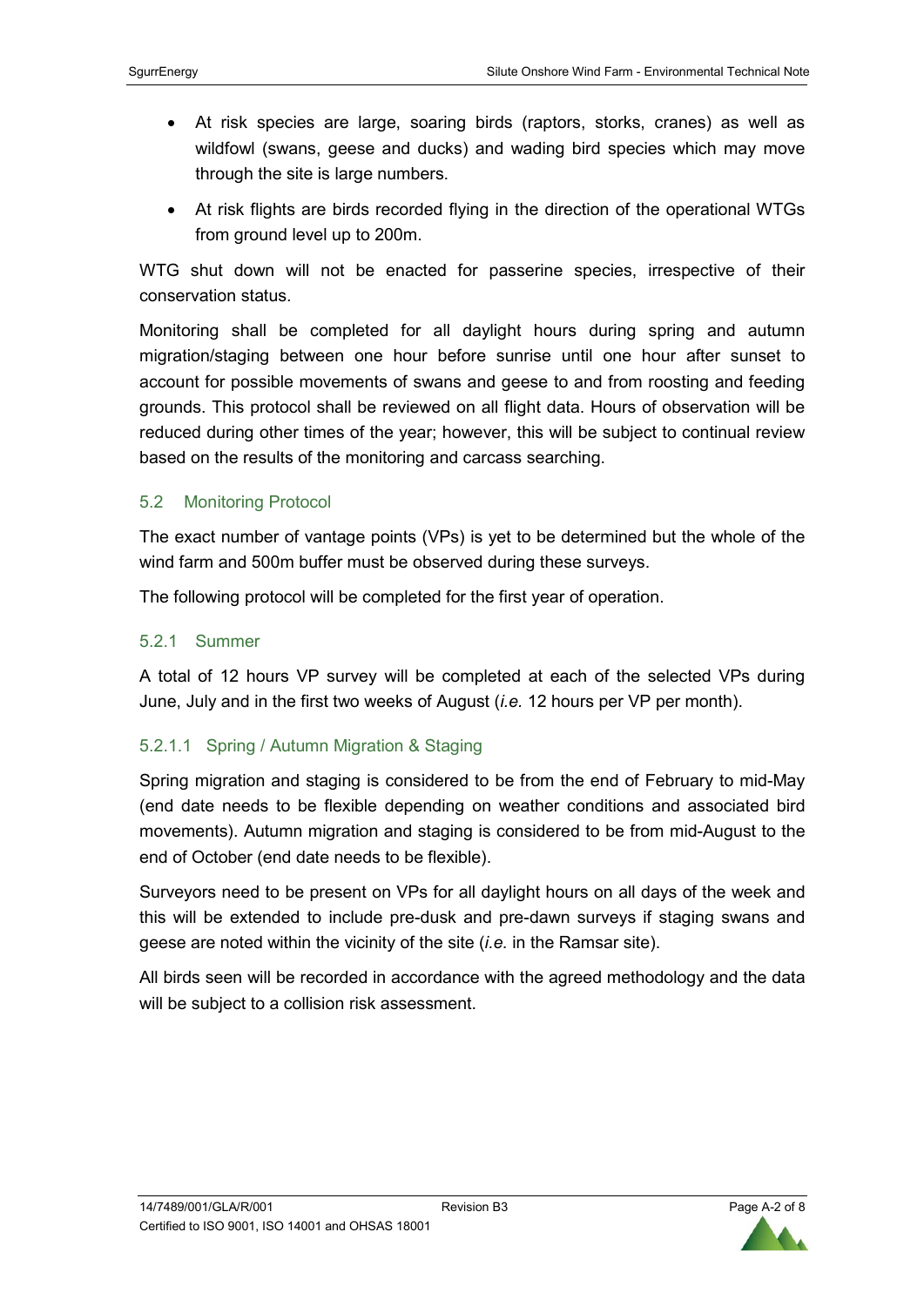- At risk species are large, soaring birds (raptors, storks, cranes) as well as wildfowl (swans, geese and ducks) and wading bird species which may move through the site is large numbers.
- At risk flights are birds recorded flying in the direction of the operational WTGs from ground level up to 200m.

WTG shut down will not be enacted for passerine species, irrespective of their conservation status.

Monitoring shall be completed for all daylight hours during spring and autumn migration/staging between one hour before sunrise until one hour after sunset to account for possible movements of swans and geese to and from roosting and feeding grounds. This protocol shall be reviewed on all flight data. Hours of observation will be reduced during other times of the year; however, this will be subject to continual review based on the results of the monitoring and carcass searching.

## 5.2 Monitoring Protocol

The exact number of vantage points (VPs) is yet to be determined but the whole of the wind farm and 500m buffer must be observed during these surveys.

The following protocol will be completed for the first year of operation.

### 5.2.1 Summer

A total of 12 hours VP survey will be completed at each of the selected VPs during June, July and in the first two weeks of August (*i.e.* 12 hours per VP per month).

#### 5.2.1.1 Spring / Autumn Migration & Staging

Spring migration and staging is considered to be from the end of February to mid-May (end date needs to be flexible depending on weather conditions and associated bird movements). Autumn migration and staging is considered to be from mid-August to the end of October (end date needs to be flexible).

Surveyors need to be present on VPs for all daylight hours on all days of the week and this will be extended to include pre-dusk and pre-dawn surveys if staging swans and geese are noted within the vicinity of the site (*i.e.* in the Ramsar site).

All birds seen will be recorded in accordance with the agreed methodology and the data will be subject to a collision risk assessment.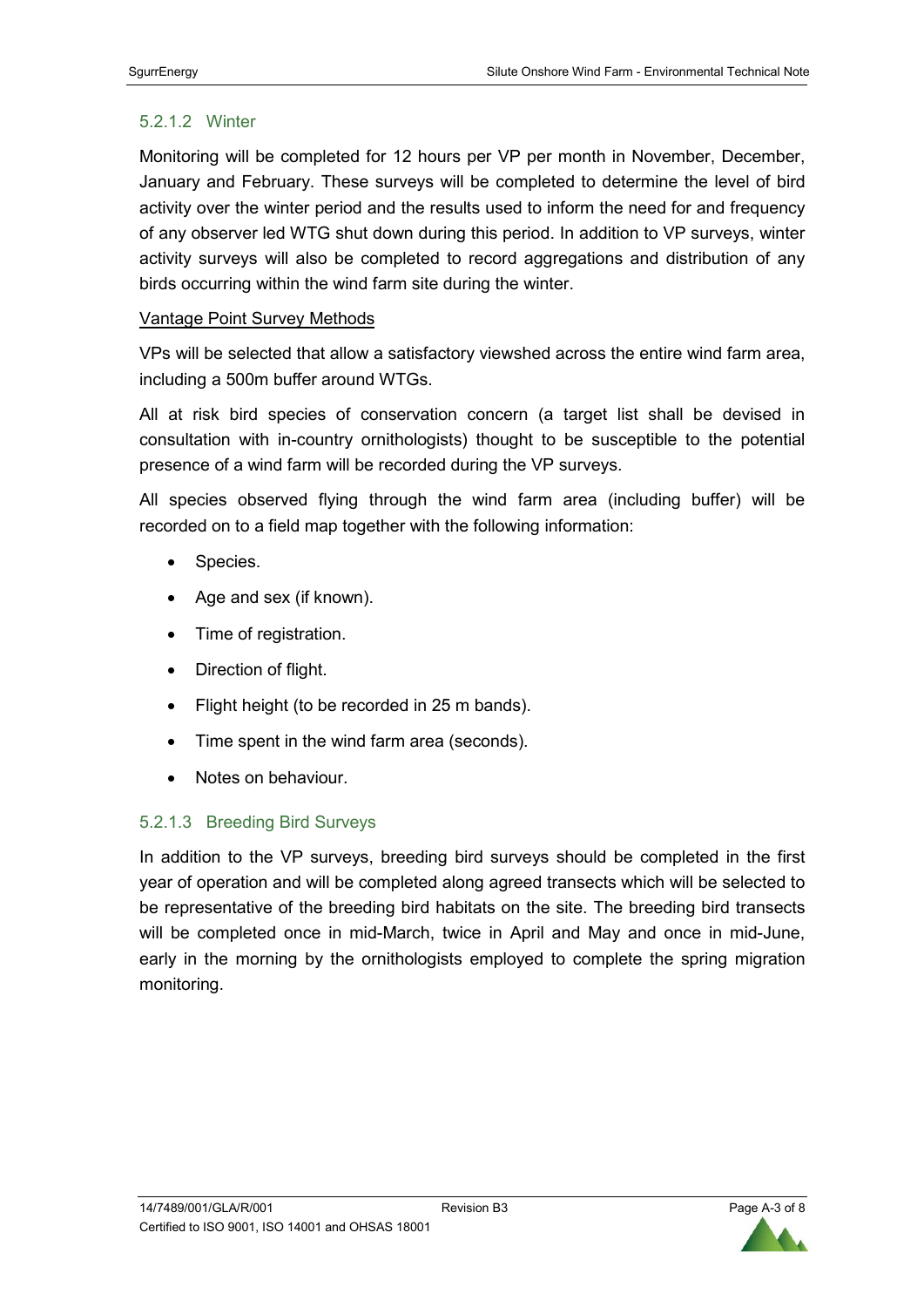#### 5.2.1.2 Winter

Monitoring will be completed for 12 hours per VP per month in November, December, January and February. These surveys will be completed to determine the level of bird activity over the winter period and the results used to inform the need for and frequency of any observer led WTG shut down during this period. In addition to VP surveys, winter activity surveys will also be completed to record aggregations and distribution of any birds occurring within the wind farm site during the winter.

Vantage Point Survey Methods

VPs will be selected that allow a satisfactory viewshed across the entire wind farm area, including a 500m buffer around WTGs.

All at risk bird species of conservation concern (a target list shall be devised in consultation with in-country ornithologists) thought to be susceptible to the potential presence of a wind farm will be recorded during the VP surveys.

All species observed flying through the wind farm area (including buffer) will be recorded on to a field map together with the following information:

- Species.
- Age and sex (if known).
- Time of registration.
- Direction of flight.
- Flight height (to be recorded in 25 m bands).
- Time spent in the wind farm area (seconds).
- Notes on behaviour.

#### 5.2.1.3 Breeding Bird Surveys

In addition to the VP surveys, breeding bird surveys should be completed in the first year of operation and will be completed along agreed transects which will be selected to be representative of the breeding bird habitats on the site. The breeding bird transects will be completed once in mid-March, twice in April and May and once in mid-June, early in the morning by the ornithologists employed to complete the spring migration monitoring.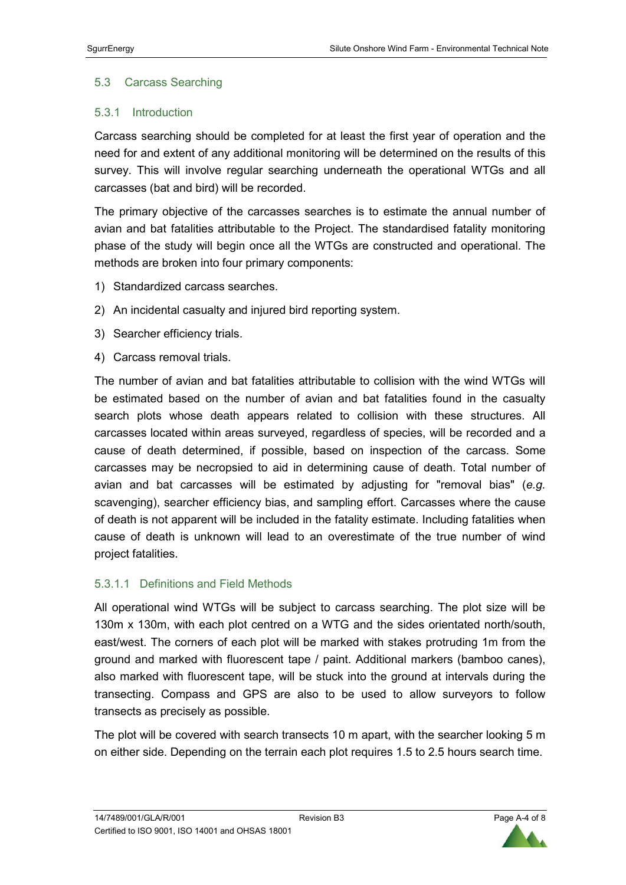## 5.3 Carcass Searching

### 5.3.1 Introduction

Carcass searching should be completed for at least the first year of operation and the need for and extent of any additional monitoring will be determined on the results of this survey. This will involve regular searching underneath the operational WTGs and all carcasses (bat and bird) will be recorded.

The primary objective of the carcasses searches is to estimate the annual number of avian and bat fatalities attributable to the Project. The standardised fatality monitoring phase of the study will begin once all the WTGs are constructed and operational. The methods are broken into four primary components:

1) Standardized carcass searches.
2) An incidental casualty and injured bird reporting system.
3) Searcher efficiency trials.
4) Carcass removal trials.

The number of avian and bat fatalities attributable to collision with the wind WTGs will be estimated based on the number of avian and bat fatalities found in the casualty search plots whose death appears related to collision with these structures. All carcasses located within areas surveyed, regardless of species, will be recorded and a cause of death determined, if possible, based on inspection of the carcass. Some carcasses may be necropsied to aid in determining cause of death. Total number of avian and bat carcasses will be estimated by adjusting for "removal bias" (*e.g.* scavenging), searcher efficiency bias, and sampling effort. Carcasses where the cause of death is not apparent will be included in the fatality estimate. Including fatalities when cause of death is unknown will lead to an overestimate of the true number of wind project fatalities.

#### 5.3.1.1 Definitions and Field Methods

All operational wind WTGs will be subject to carcass searching. The plot size will be 130m x 130m, with each plot centred on a WTG and the sides orientated north/south, east/west. The corners of each plot will be marked with stakes protruding 1m from the ground and marked with fluorescent tape / paint. Additional markers (bamboo canes), also marked with fluorescent tape, will be stuck into the ground at intervals during the transecting. Compass and GPS are also to be used to allow surveyors to follow transects as precisely as possible.

The plot will be covered with search transects 10 m apart, with the searcher looking 5 m on either side. Depending on the terrain each plot requires 1.5 to 2.5 hours search time.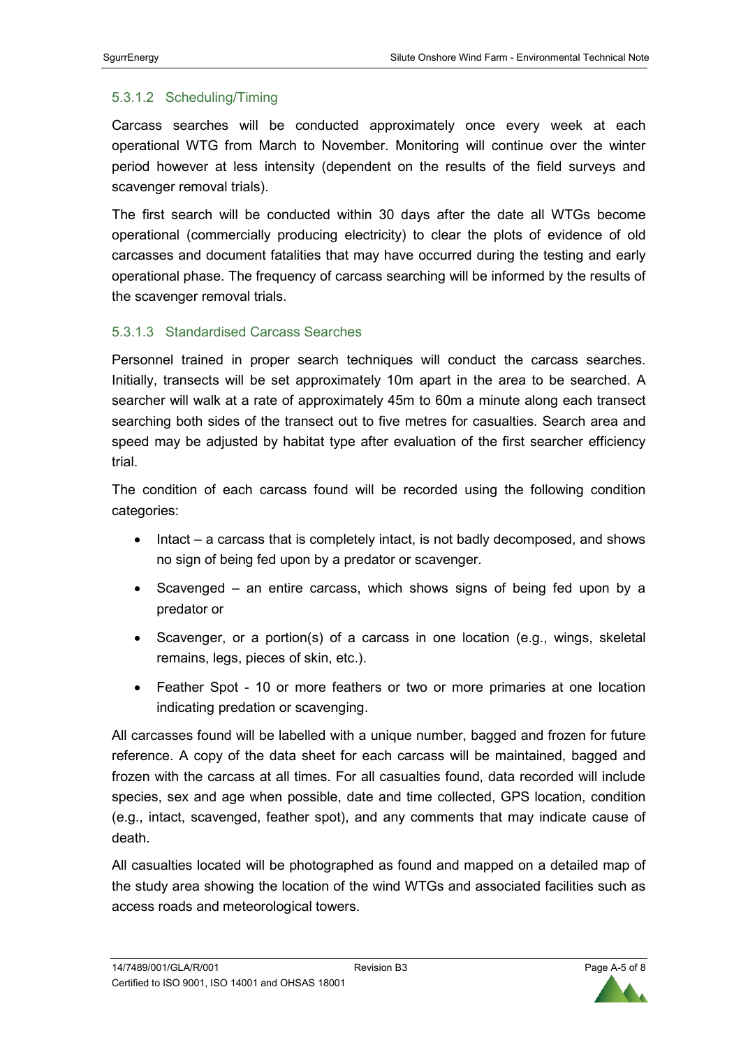#### 5.3.1.2 Scheduling/Timing

Carcass searches will be conducted approximately once every week at each operational WTG from March to November. Monitoring will continue over the winter period however at less intensity (dependent on the results of the field surveys and scavenger removal trials).

The first search will be conducted within 30 days after the date all WTGs become operational (commercially producing electricity) to clear the plots of evidence of old carcasses and document fatalities that may have occurred during the testing and early operational phase. The frequency of carcass searching will be informed by the results of the scavenger removal trials.

#### 5.3.1.3 Standardised Carcass Searches

Personnel trained in proper search techniques will conduct the carcass searches. Initially, transects will be set approximately 10m apart in the area to be searched. A searcher will walk at a rate of approximately 45m to 60m a minute along each transect searching both sides of the transect out to five metres for casualties. Search area and speed may be adjusted by habitat type after evaluation of the first searcher efficiency trial.

The condition of each carcass found will be recorded using the following condition categories:

- Intact – a carcass that is completely intact, is not badly decomposed, and shows no sign of being fed upon by a predator or scavenger.
- Scavenged – an entire carcass, which shows signs of being fed upon by a predator or
- Scavenger, or a portion(s) of a carcass in one location (e.g., wings, skeletal remains, legs, pieces of skin, etc.).
- Feather Spot - 10 or more feathers or two or more primaries at one location indicating predation or scavenging.

All carcasses found will be labelled with a unique number, bagged and frozen for future reference. A copy of the data sheet for each carcass will be maintained, bagged and frozen with the carcass at all times. For all casualties found, data recorded will include species, sex and age when possible, date and time collected, GPS location, condition (e.g., intact, scavenged, feather spot), and any comments that may indicate cause of death.

All casualties located will be photographed as found and mapped on a detailed map of the study area showing the location of the wind WTGs and associated facilities such as access roads and meteorological towers.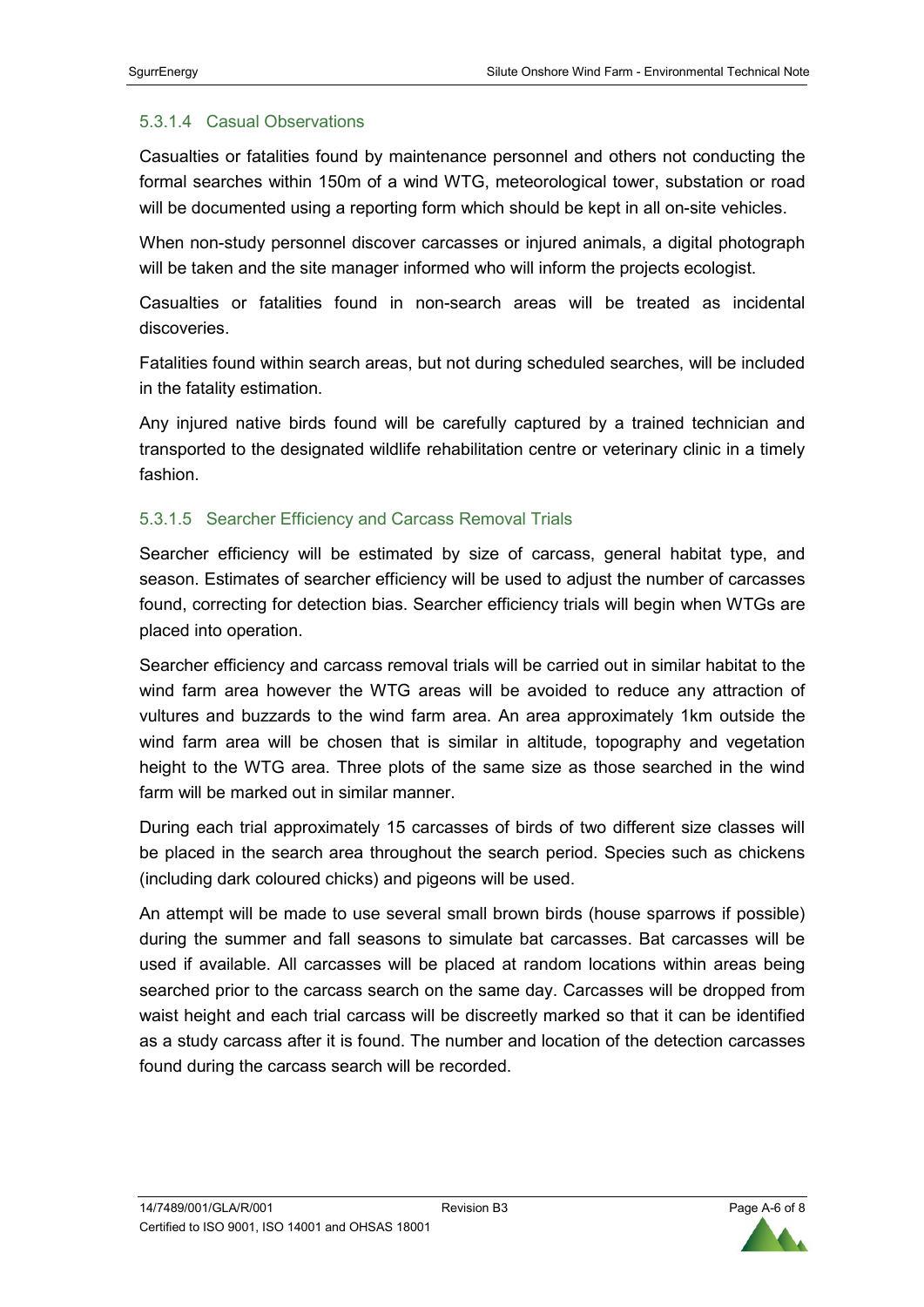#### 5.3.1.4 Casual Observations

Casualties or fatalities found by maintenance personnel and others not conducting the formal searches within 150m of a wind WTG, meteorological tower, substation or road will be documented using a reporting form which should be kept in all on-site vehicles.

When non-study personnel discover carcasses or injured animals, a digital photograph will be taken and the site manager informed who will inform the projects ecologist.

Casualties or fatalities found in non-search areas will be treated as incidental discoveries.

Fatalities found within search areas, but not during scheduled searches, will be included in the fatality estimation.

Any injured native birds found will be carefully captured by a trained technician and transported to the designated wildlife rehabilitation centre or veterinary clinic in a timely fashion.

#### 5.3.1.5 Searcher Efficiency and Carcass Removal Trials

Searcher efficiency will be estimated by size of carcass, general habitat type, and season. Estimates of searcher efficiency will be used to adjust the number of carcasses found, correcting for detection bias. Searcher efficiency trials will begin when WTGs are placed into operation.

Searcher efficiency and carcass removal trials will be carried out in similar habitat to the wind farm area however the WTG areas will be avoided to reduce any attraction of vultures and buzzards to the wind farm area. An area approximately 1km outside the wind farm area will be chosen that is similar in altitude, topography and vegetation height to the WTG area. Three plots of the same size as those searched in the wind farm will be marked out in similar manner.

During each trial approximately 15 carcasses of birds of two different size classes will be placed in the search area throughout the search period. Species such as chickens (including dark coloured chicks) and pigeons will be used.

An attempt will be made to use several small brown birds (house sparrows if possible) during the summer and fall seasons to simulate bat carcasses. Bat carcasses will be used if available. All carcasses will be placed at random locations within areas being searched prior to the carcass search on the same day. Carcasses will be dropped from waist height and each trial carcass will be discreetly marked so that it can be identified as a study carcass after it is found. The number and location of the detection carcasses found during the carcass search will be recorded.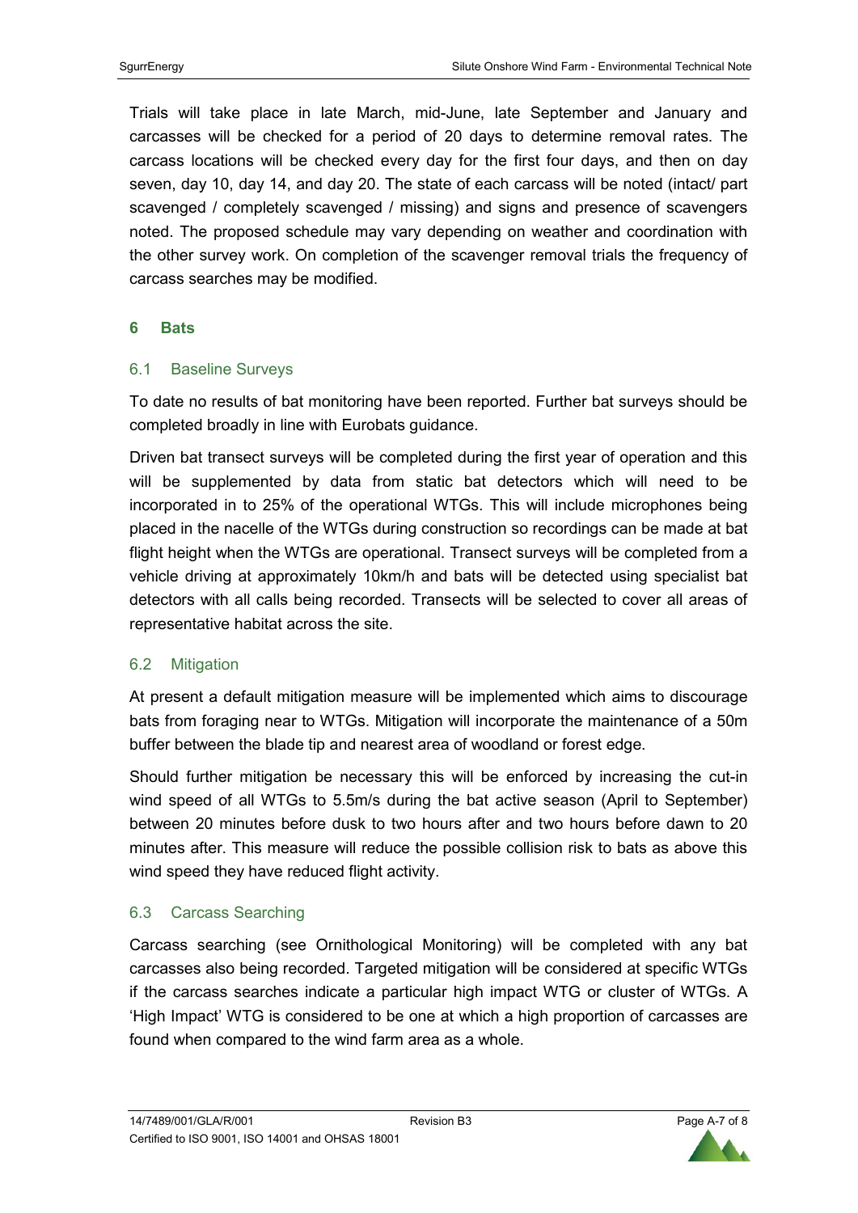Trials will take place in late March, mid-June, late September and January and carcasses will be checked for a period of 20 days to determine removal rates. The carcass locations will be checked every day for the first four days, and then on day seven, day 10, day 14, and day 20. The state of each carcass will be noted (intact/ part scavenged / completely scavenged / missing) and signs and presence of scavengers noted. The proposed schedule may vary depending on weather and coordination with the other survey work. On completion of the scavenger removal trials the frequency of carcass searches may be modified.

## 6 Bats

### 6.1 Baseline Surveys

To date no results of bat monitoring have been reported. Further bat surveys should be completed broadly in line with Eurobats guidance.

Driven bat transect surveys will be completed during the first year of operation and this will be supplemented by data from static bat detectors which will need to be incorporated in to 25% of the operational WTGs. This will include microphones being placed in the nacelle of the WTGs during construction so recordings can be made at bat flight height when the WTGs are operational. Transect surveys will be completed from a vehicle driving at approximately 10km/h and bats will be detected using specialist bat detectors with all calls being recorded. Transects will be selected to cover all areas of representative habitat across the site.

### 6.2 Mitigation

At present a default mitigation measure will be implemented which aims to discourage bats from foraging near to WTGs. Mitigation will incorporate the maintenance of a 50m buffer between the blade tip and nearest area of woodland or forest edge.

Should further mitigation be necessary this will be enforced by increasing the cut-in wind speed of all WTGs to 5.5m/s during the bat active season (April to September) between 20 minutes before dusk to two hours after and two hours before dawn to 20 minutes after. This measure will reduce the possible collision risk to bats as above this wind speed they have reduced flight activity.

### 6.3 Carcass Searching

Carcass searching (see Ornithological Monitoring) will be completed with any bat carcasses also being recorded. Targeted mitigation will be considered at specific WTGs if the carcass searches indicate a particular high impact WTG or cluster of WTGs. A 'High Impact' WTG is considered to be one at which a high proportion of carcasses are found when compared to the wind farm area as a whole.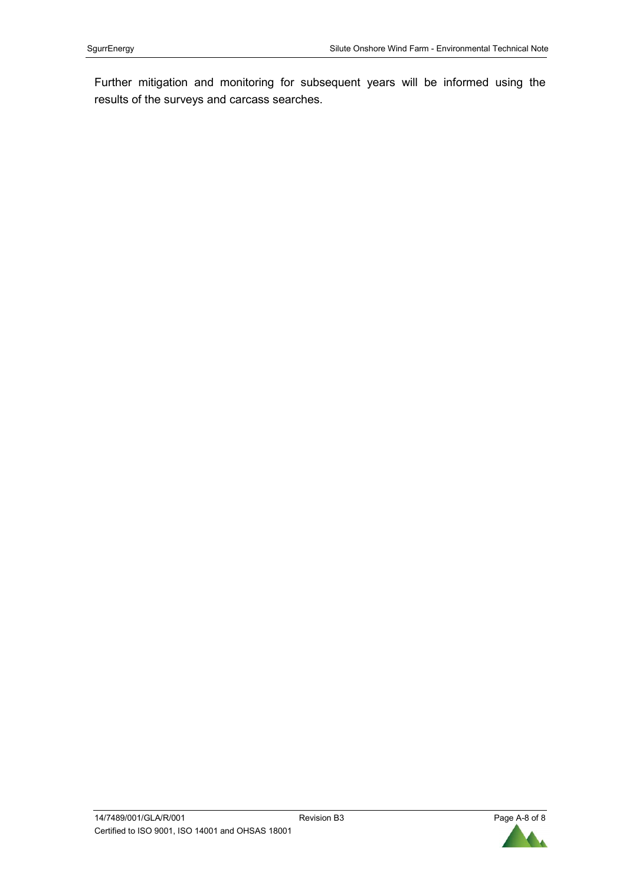Further mitigation and monitoring for subsequent years will be informed using the results of the surveys and carcass searches.